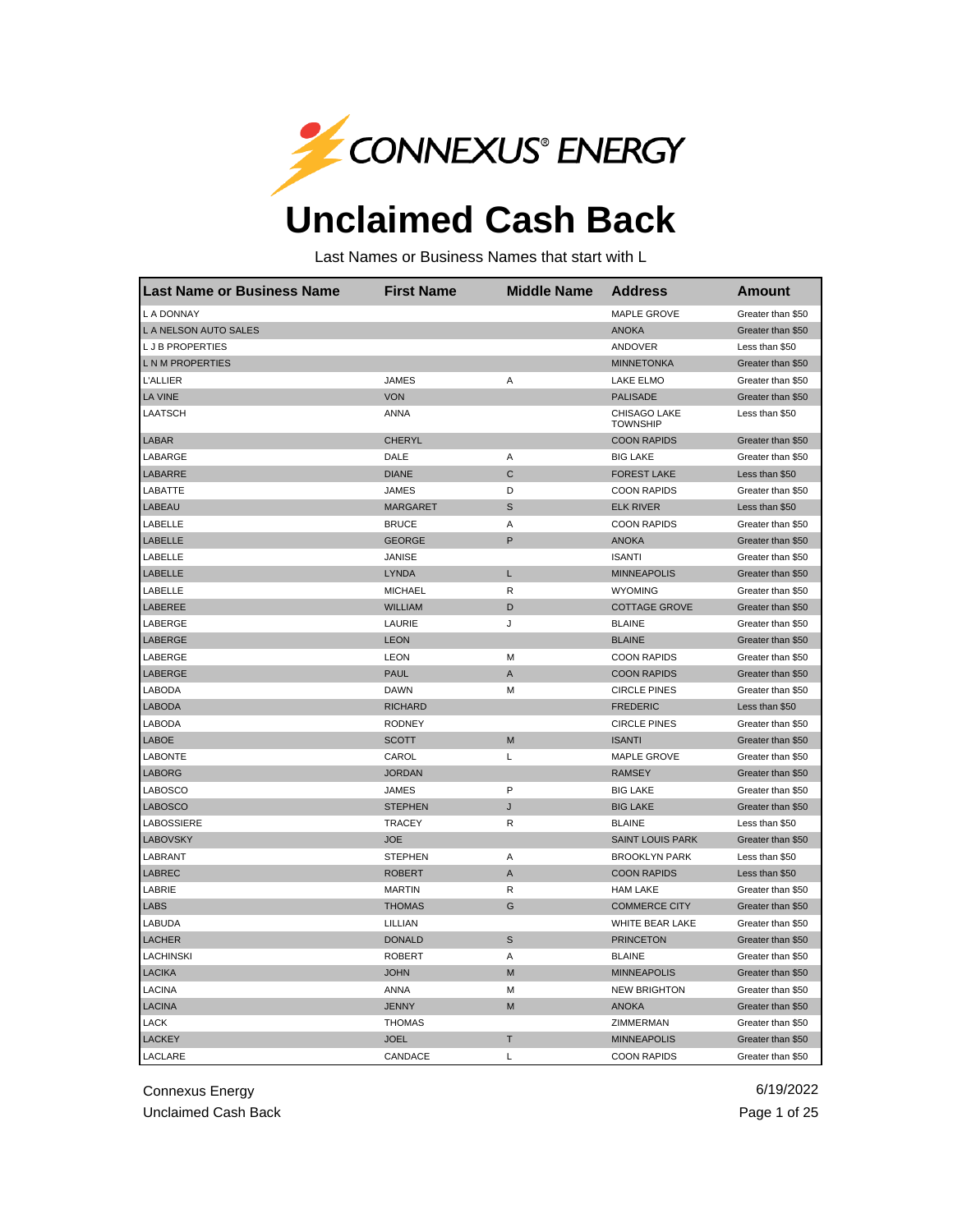# Unclaimed Cash Back

Last Names or Business Names that start with L

| Last Name or Business Name | First Name | Middle Name | Address | Amount |
|---|---|---|---|---|
| L A DONNAY | | | MAPLE GROVE | Greater than $50 |
| L A NELSON AUTO SALES | | | ANOKA | Greater than $50 |
| L J B PROPERTIES | | | ANDOVER | Less than $50 |
| L N M PROPERTIES | | | MINNETONKA | Greater than $50 |
| L'ALLIER | JAMES | A | LAKE ELMO | Greater than $50 |
| LA VINE | VON | | PALISADE | Greater than $50 |
| LAATSCH | ANNA | | CHISAGO LAKE TOWNSHIP | Less than $50 |
| LABAR | CHERYL | | COON RAPIDS | Greater than $50 |
| LABARGE | DALE | A | BIG LAKE | Greater than $50 |
| LABARRE | DIANE | C | FOREST LAKE | Less than $50 |
| LABATTE | JAMES | D | COON RAPIDS | Greater than $50 |
| LABEAU | MARGARET | S | ELK RIVER | Less than $50 |
| LABELLE | BRUCE | A | COON RAPIDS | Greater than $50 |
| LABELLE | GEORGE | P | ANOKA | Greater than $50 |
| LABELLE | JANISE | | ISANTI | Greater than $50 |
| LABELLE | LYNDA | L | MINNEAPOLIS | Greater than $50 |
| LABELLE | MICHAEL | R | WYOMING | Greater than $50 |
| LABEREE | WILLIAM | D | COTTAGE GROVE | Greater than $50 |
| LABERGE | LAURIE | J | BLAINE | Greater than $50 |
| LABERGE | LEON | | BLAINE | Greater than $50 |
| LABERGE | LEON | M | COON RAPIDS | Greater than $50 |
| LABERGE | PAUL | A | COON RAPIDS | Greater than $50 |
| LABODA | DAWN | M | CIRCLE PINES | Greater than $50 |
| LABODA | RICHARD | | FREDERIC | Less than $50 |
| LABODA | RODNEY | | CIRCLE PINES | Greater than $50 |
| LABOE | SCOTT | M | ISANTI | Greater than $50 |
| LABONTE | CAROL | L | MAPLE GROVE | Greater than $50 |
| LABORG | JORDAN | | RAMSEY | Greater than $50 |
| LABOSCO | JAMES | P | BIG LAKE | Greater than $50 |
| LABOSCO | STEPHEN | J | BIG LAKE | Greater than $50 |
| LABOSSIERE | TRACEY | R | BLAINE | Less than $50 |
| LABOVSKY | JOE | | SAINT LOUIS PARK | Greater than $50 |
| LABRANT | STEPHEN | A | BROOKLYN PARK | Less than $50 |
| LABREC | ROBERT | A | COON RAPIDS | Less than $50 |
| LABRIE | MARTIN | R | HAM LAKE | Greater than $50 |
| LABS | THOMAS | G | COMMERCE CITY | Greater than $50 |
| LABUDA | LILLIAN | | WHITE BEAR LAKE | Greater than $50 |
| LACHER | DONALD | S | PRINCETON | Greater than $50 |
| LACHINSKI | ROBERT | A | BLAINE | Greater than $50 |
| LACIKA | JOHN | M | MINNEAPOLIS | Greater than $50 |
| LACINA | ANNA | M | NEW BRIGHTON | Greater than $50 |
| LACINA | JENNY | M | ANOKA | Greater than $50 |
| LACK | THOMAS | | ZIMMERMAN | Greater than $50 |
| LACKEY | JOEL | T | MINNEAPOLIS | Greater than $50 |
| LACLARE | CANDACE | L | COON RAPIDS | Greater than $50 |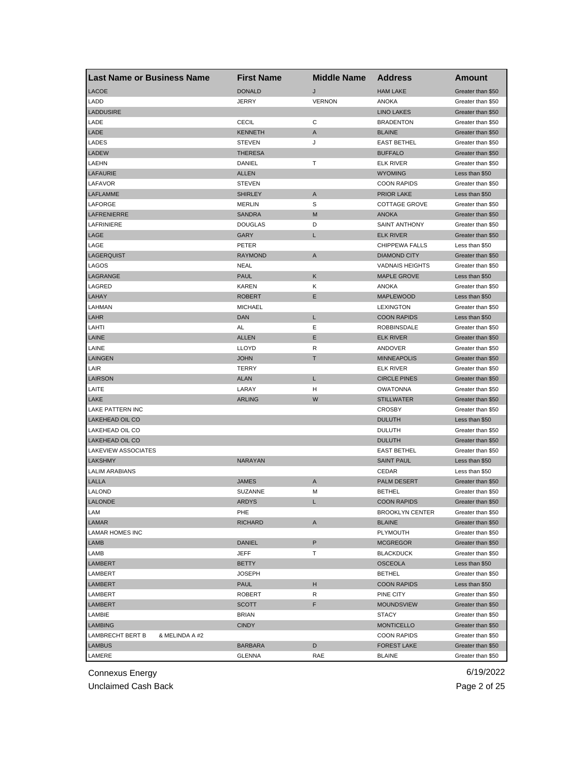| Last Name or Business Name | First Name | Middle Name | Address | Amount |
|---|---|---|---|---|
| LACOE | DONALD | J | HAM LAKE | Greater than $50 |
| LADD | JERRY | VERNON | ANOKA | Greater than $50 |
| LADDUSIRE | | | LINO LAKES | Greater than $50 |
| LADE | CECIL | C | BRADENTON | Greater than $50 |
| LADE | KENNETH | A | BLAINE | Greater than $50 |
| LADES | STEVEN | J | EAST BETHEL | Greater than $50 |
| LADEW | THERESA | | BUFFALO | Greater than $50 |
| LAEHN | DANIEL | T | ELK RIVER | Greater than $50 |
| LAFAURIE | ALLEN | | WYOMING | Less than $50 |
| LAFAVOR | STEVEN | | COON RAPIDS | Greater than $50 |
| LAFLAMME | SHIRLEY | A | PRIOR LAKE | Less than $50 |
| LAFORGE | MERLIN | S | COTTAGE GROVE | Greater than $50 |
| LAFRENIERRE | SANDRA | M | ANOKA | Greater than $50 |
| LAFRINIERE | DOUGLAS | D | SAINT ANTHONY | Greater than $50 |
| LAGE | GARY | L | ELK RIVER | Greater than $50 |
| LAGE | PETER | | CHIPPEWA FALLS | Less than $50 |
| LAGERQUIST | RAYMOND | A | DIAMOND CITY | Greater than $50 |
| LAGOS | NEAL | | VADNAIS HEIGHTS | Greater than $50 |
| LAGRANGE | PAUL | K | MAPLE GROVE | Less than $50 |
| LAGRED | KAREN | K | ANOKA | Greater than $50 |
| LAHAY | ROBERT | E | MAPLEWOOD | Less than $50 |
| LAHMAN | MICHAEL | | LEXINGTON | Greater than $50 |
| LAHR | DAN | L | COON RAPIDS | Less than $50 |
| LAHTI | AL | E | ROBBINSDALE | Greater than $50 |
| LAINE | ALLEN | E | ELK RIVER | Greater than $50 |
| LAINE | LLOYD | R | ANDOVER | Greater than $50 |
| LAINGEN | JOHN | T | MINNEAPOLIS | Greater than $50 |
| LAIR | TERRY | | ELK RIVER | Greater than $50 |
| LAIRSON | ALAN | L | CIRCLE PINES | Greater than $50 |
| LAITE | LARAY | H | OWATONNA | Greater than $50 |
| LAKE | ARLING | W | STILLWATER | Greater than $50 |
| LAKE PATTERN INC | | | CROSBY | Greater than $50 |
| LAKEHEAD OIL CO | | | DULUTH | Less than $50 |
| LAKEHEAD OIL CO | | | DULUTH | Greater than $50 |
| LAKEHEAD OIL CO | | | DULUTH | Greater than $50 |
| LAKEVIEW ASSOCIATES | | | EAST BETHEL | Greater than $50 |
| LAKSHMY | NARAYAN | | SAINT PAUL | Less than $50 |
| LALIM ARABIANS | | | CEDAR | Less than $50 |
| LALLA | JAMES | A | PALM DESERT | Greater than $50 |
| LALOND | SUZANNE | M | BETHEL | Greater than $50 |
| LALONDE | ARDYS | L | COON RAPIDS | Greater than $50 |
| LAM | PHE | | BROOKLYN CENTER | Greater than $50 |
| LAMAR | RICHARD | A | BLAINE | Greater than $50 |
| LAMAR HOMES INC | | | PLYMOUTH | Greater than $50 |
| LAMB | DANIEL | P | MCGREGOR | Greater than $50 |
| LAMB | JEFF | T | BLACKDUCK | Greater than $50 |
| LAMBERT | BETTY | | OSCEOLA | Less than $50 |
| LAMBERT | JOSEPH | | BETHEL | Greater than $50 |
| LAMBERT | PAUL | H | COON RAPIDS | Less than $50 |
| LAMBERT | ROBERT | R | PINE CITY | Greater than $50 |
| LAMBERT | SCOTT | F | MOUNDSVIEW | Greater than $50 |
| LAMBIE | BRIAN | | STACY | Greater than $50 |
| LAMBING | CINDY | | MONTICELLO | Greater than $50 |
| LAMBRECHT BERT B & MELINDA A #2 | | | COON RAPIDS | Greater than $50 |
| LAMBUS | BARBARA | D | FOREST LAKE | Greater than $50 |
| LAMERE | GLENNA | RAE | BLAINE | Greater than $50 |

Connexus Energy
Unclaimed Cash Back

6/19/2022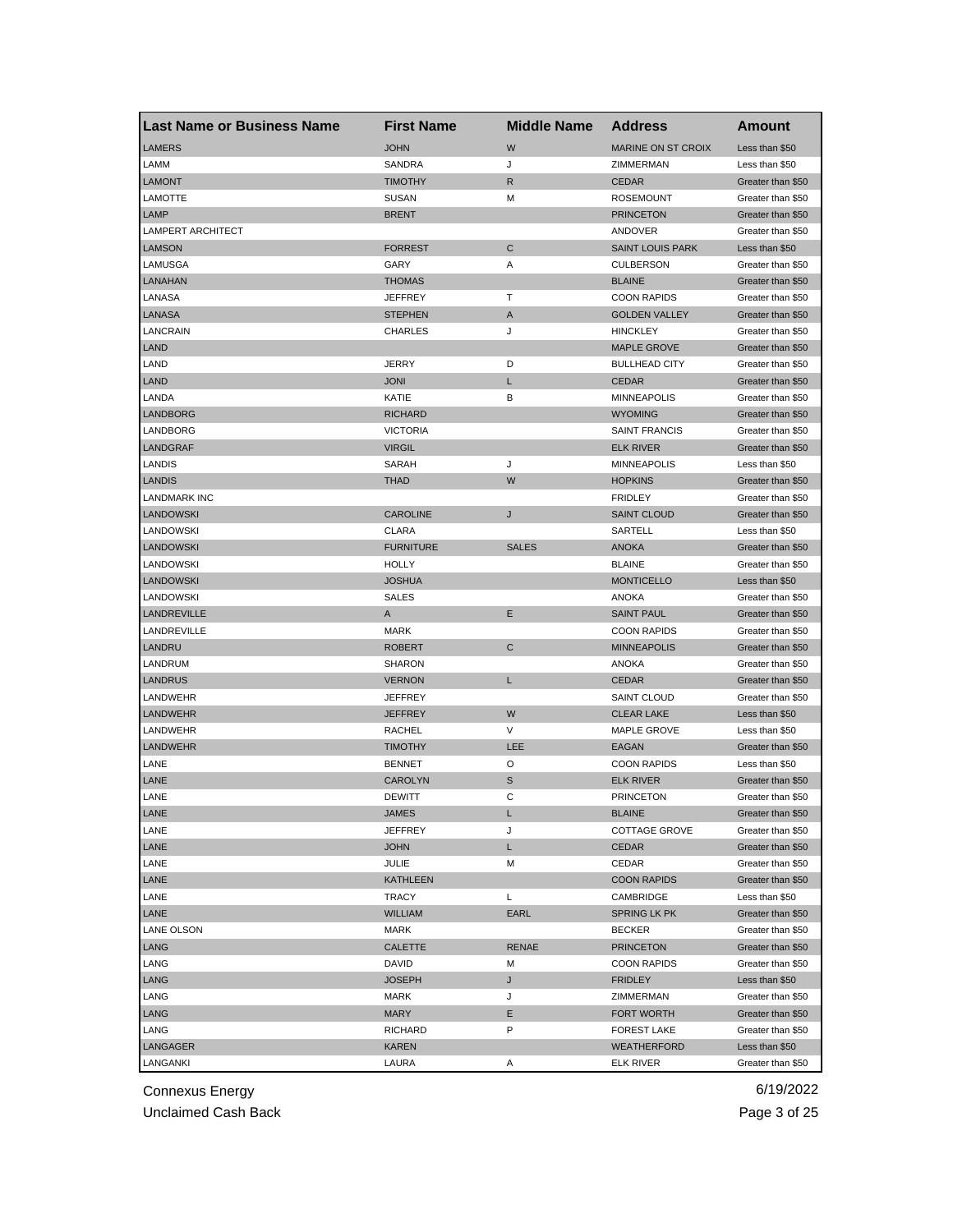| Last Name or Business Name | First Name | Middle Name | Address | Amount |
|---|---|---|---|---|
| LAMERS | JOHN | W | MARINE ON ST CROIX | Less than $50 |
| LAMM | SANDRA | J | ZIMMERMAN | Less than $50 |
| LAMONT | TIMOTHY | R | CEDAR | Greater than $50 |
| LAMOTTE | SUSAN | M | ROSEMOUNT | Greater than $50 |
| LAMP | BRENT | | PRINCETON | Greater than $50 |
| LAMPERT ARCHITECT | | | ANDOVER | Greater than $50 |
| LAMSON | FORREST | C | SAINT LOUIS PARK | Less than $50 |
| LAMUSGA | GARY | A | CULBERSON | Greater than $50 |
| LANAHAN | THOMAS | | BLAINE | Greater than $50 |
| LANASA | JEFFREY | T | COON RAPIDS | Greater than $50 |
| LANASA | STEPHEN | A | GOLDEN VALLEY | Greater than $50 |
| LANCRAIN | CHARLES | J | HINCKLEY | Greater than $50 |
| LAND | | | MAPLE GROVE | Greater than $50 |
| LAND | JERRY | D | BULLHEAD CITY | Greater than $50 |
| LAND | JONI | L | CEDAR | Greater than $50 |
| LANDA | KATIE | B | MINNEAPOLIS | Greater than $50 |
| LANDBORG | RICHARD | | WYOMING | Greater than $50 |
| LANDBORG | VICTORIA | | SAINT FRANCIS | Greater than $50 |
| LANDGRAF | VIRGIL | | ELK RIVER | Greater than $50 |
| LANDIS | SARAH | J | MINNEAPOLIS | Less than $50 |
| LANDIS | THAD | W | HOPKINS | Greater than $50 |
| LANDMARK INC | | | FRIDLEY | Greater than $50 |
| LANDOWSKI | CAROLINE | J | SAINT CLOUD | Greater than $50 |
| LANDOWSKI | CLARA | | SARTELL | Less than $50 |
| LANDOWSKI | FURNITURE | SALES | ANOKA | Greater than $50 |
| LANDOWSKI | HOLLY | | BLAINE | Greater than $50 |
| LANDOWSKI | JOSHUA | | MONTICELLO | Less than $50 |
| LANDOWSKI | SALES | | ANOKA | Greater than $50 |
| LANDREVILLE | A | E | SAINT PAUL | Greater than $50 |
| LANDREVILLE | MARK | | COON RAPIDS | Greater than $50 |
| LANDRU | ROBERT | C | MINNEAPOLIS | Greater than $50 |
| LANDRUM | SHARON | | ANOKA | Greater than $50 |
| LANDRUS | VERNON | L | CEDAR | Greater than $50 |
| LANDWEHR | JEFFREY | | SAINT CLOUD | Greater than $50 |
| LANDWEHR | JEFFREY | W | CLEAR LAKE | Less than $50 |
| LANDWEHR | RACHEL | V | MAPLE GROVE | Less than $50 |
| LANDWEHR | TIMOTHY | LEE | EAGAN | Greater than $50 |
| LANE | BENNET | O | COON RAPIDS | Less than $50 |
| LANE | CAROLYN | S | ELK RIVER | Greater than $50 |
| LANE | DEWITT | C | PRINCETON | Greater than $50 |
| LANE | JAMES | L | BLAINE | Greater than $50 |
| LANE | JEFFREY | J | COTTAGE GROVE | Greater than $50 |
| LANE | JOHN | L | CEDAR | Greater than $50 |
| LANE | JULIE | M | CEDAR | Greater than $50 |
| LANE | KATHLEEN | | COON RAPIDS | Greater than $50 |
| LANE | TRACY | L | CAMBRIDGE | Less than $50 |
| LANE | WILLIAM | EARL | SPRING LK PK | Greater than $50 |
| LANE OLSON | MARK | | BECKER | Greater than $50 |
| LANG | CALETTE | RENAE | PRINCETON | Greater than $50 |
| LANG | DAVID | M | COON RAPIDS | Greater than $50 |
| LANG | JOSEPH | J | FRIDLEY | Less than $50 |
| LANG | MARK | J | ZIMMERMAN | Greater than $50 |
| LANG | MARY | E | FORT WORTH | Greater than $50 |
| LANG | RICHARD | P | FOREST LAKE | Greater than $50 |
| LANGAGER | KAREN | | WEATHERFORD | Less than $50 |
| LANGANKI | LAURA | A | ELK RIVER | Greater than $50 |

Connexus Energy 6/19/2022

Unclaimed Cash Back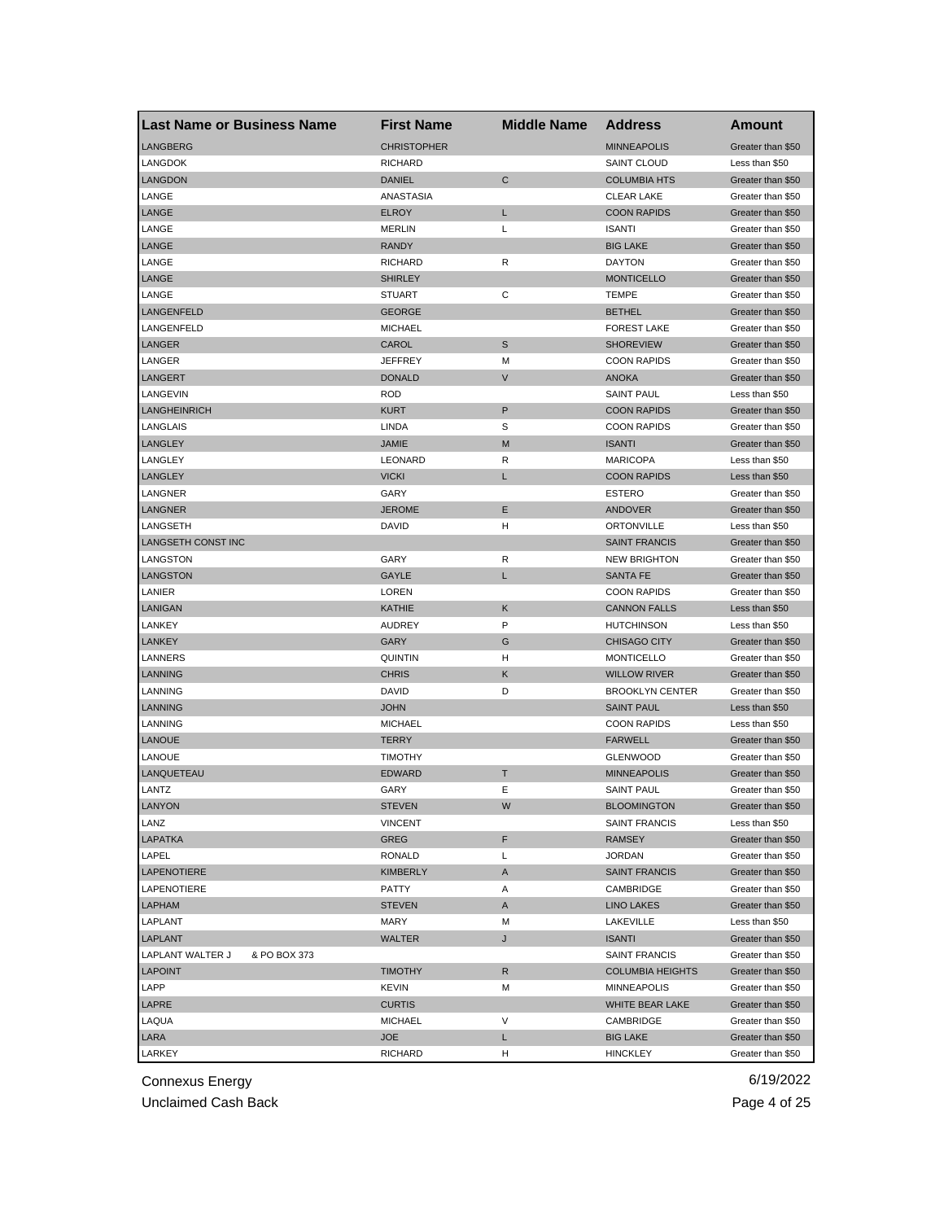| Last Name or Business Name | First Name | Middle Name | Address | Amount |
|---|---|---|---|---|
| LANGBERG | CHRISTOPHER | | MINNEAPOLIS | Greater than $50 |
| LANGDOK | RICHARD | | SAINT CLOUD | Less than $50 |
| LANGDON | DANIEL | C | COLUMBIA HTS | Greater than $50 |
| LANGE | ANASTASIA | | CLEAR LAKE | Greater than $50 |
| LANGE | ELROY | L | COON RAPIDS | Greater than $50 |
| LANGE | MERLIN | L | ISANTI | Greater than $50 |
| LANGE | RANDY | | BIG LAKE | Greater than $50 |
| LANGE | RICHARD | R | DAYTON | Greater than $50 |
| LANGE | SHIRLEY | | MONTICELLO | Greater than $50 |
| LANGE | STUART | C | TEMPE | Greater than $50 |
| LANGENFELD | GEORGE | | BETHEL | Greater than $50 |
| LANGENFELD | MICHAEL | | FOREST LAKE | Greater than $50 |
| LANGER | CAROL | S | SHOREVIEW | Greater than $50 |
| LANGER | JEFFREY | M | COON RAPIDS | Greater than $50 |
| LANGERT | DONALD | V | ANOKA | Greater than $50 |
| LANGEVIN | ROD | | SAINT PAUL | Less than $50 |
| LANGHEINRICH | KURT | P | COON RAPIDS | Greater than $50 |
| LANGLAIS | LINDA | S | COON RAPIDS | Greater than $50 |
| LANGLEY | JAMIE | M | ISANTI | Greater than $50 |
| LANGLEY | LEONARD | R | MARICOPA | Less than $50 |
| LANGLEY | VICKI | L | COON RAPIDS | Less than $50 |
| LANGNER | GARY | | ESTERO | Greater than $50 |
| LANGNER | JEROME | E | ANDOVER | Greater than $50 |
| LANGSETH | DAVID | H | ORTONVILLE | Less than $50 |
| LANGSETH CONST INC | | | SAINT FRANCIS | Greater than $50 |
| LANGSTON | GARY | R | NEW BRIGHTON | Greater than $50 |
| LANGSTON | GAYLE | L | SANTA FE | Greater than $50 |
| LANIER | LOREN | | COON RAPIDS | Greater than $50 |
| LANIGAN | KATHIE | K | CANNON FALLS | Less than $50 |
| LANKEY | AUDREY | P | HUTCHINSON | Less than $50 |
| LANKEY | GARY | G | CHISAGO CITY | Greater than $50 |
| LANNERS | QUINTIN | H | MONTICELLO | Greater than $50 |
| LANNING | CHRIS | K | WILLOW RIVER | Greater than $50 |
| LANNING | DAVID | D | BROOKLYN CENTER | Greater than $50 |
| LANNING | JOHN | | SAINT PAUL | Less than $50 |
| LANNING | MICHAEL | | COON RAPIDS | Less than $50 |
| LANOUE | TERRY | | FARWELL | Greater than $50 |
| LANOUE | TIMOTHY | | GLENWOOD | Greater than $50 |
| LANQUETEAU | EDWARD | T | MINNEAPOLIS | Greater than $50 |
| LANTZ | GARY | E | SAINT PAUL | Greater than $50 |
| LANYON | STEVEN | W | BLOOMINGTON | Greater than $50 |
| LANZ | VINCENT | | SAINT FRANCIS | Less than $50 |
| LAPATKA | GREG | F | RAMSEY | Greater than $50 |
| LAPEL | RONALD | L | JORDAN | Greater than $50 |
| LAPENOTIERE | KIMBERLY | A | SAINT FRANCIS | Greater than $50 |
| LAPENOTIERE | PATTY | A | CAMBRIDGE | Greater than $50 |
| LAPHAM | STEVEN | A | LINO LAKES | Greater than $50 |
| LAPLANT | MARY | M | LAKEVILLE | Less than $50 |
| LAPLANT | WALTER | J | ISANTI | Greater than $50 |
| LAPLANT WALTER J & PO BOX 373 | | | SAINT FRANCIS | Greater than $50 |
| LAPOINT | TIMOTHY | R | COLUMBIA HEIGHTS | Greater than $50 |
| LAPP | KEVIN | M | MINNEAPOLIS | Greater than $50 |
| LAPRE | CURTIS | | WHITE BEAR LAKE | Greater than $50 |
| LAQUA | MICHAEL | V | CAMBRIDGE | Greater than $50 |
| LARA | JOE | L | BIG LAKE | Greater than $50 |
| LARKEY | RICHARD | H | HINCKLEY | Greater than $50 |

Connexus Energy
Unclaimed Cash Back
6/19/2022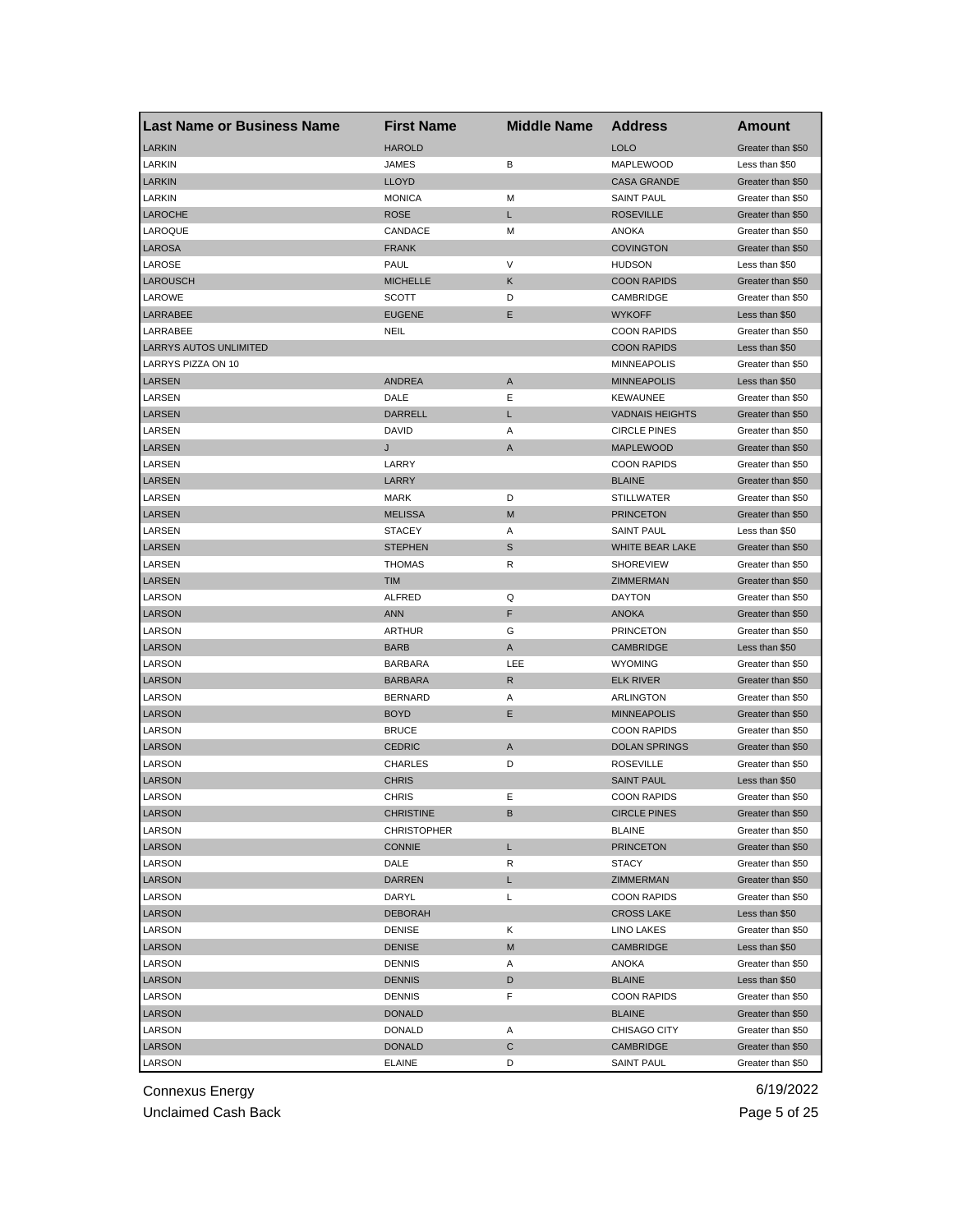| Last Name or Business Name | First Name | Middle Name | Address | Amount |
|---|---|---|---|---|
| LARKIN | HAROLD | | LOLO | Greater than $50 |
| LARKIN | JAMES | B | MAPLEWOOD | Less than $50 |
| LARKIN | LLOYD | | CASA GRANDE | Greater than $50 |
| LARKIN | MONICA | M | SAINT PAUL | Greater than $50 |
| LAROCHE | ROSE | L | ROSEVILLE | Greater than $50 |
| LAROQUE | CANDACE | M | ANOKA | Greater than $50 |
| LAROSA | FRANK | | COVINGTON | Greater than $50 |
| LAROSE | PAUL | V | HUDSON | Less than $50 |
| LAROUSCH | MICHELLE | K | COON RAPIDS | Greater than $50 |
| LAROWE | SCOTT | D | CAMBRIDGE | Greater than $50 |
| LARRABEE | EUGENE | E | WYKOFF | Less than $50 |
| LARRABEE | NEIL | | COON RAPIDS | Greater than $50 |
| LARRYS AUTOS UNLIMITED | | | COON RAPIDS | Less than $50 |
| LARRYS PIZZA ON 10 | | | MINNEAPOLIS | Greater than $50 |
| LARSEN | ANDREA | A | MINNEAPOLIS | Less than $50 |
| LARSEN | DALE | E | KEWAUNEE | Greater than $50 |
| LARSEN | DARRELL | L | VADNAIS HEIGHTS | Greater than $50 |
| LARSEN | DAVID | A | CIRCLE PINES | Greater than $50 |
| LARSEN | J | A | MAPLEWOOD | Greater than $50 |
| LARSEN | LARRY | | COON RAPIDS | Greater than $50 |
| LARSEN | LARRY | | BLAINE | Greater than $50 |
| LARSEN | MARK | D | STILLWATER | Greater than $50 |
| LARSEN | MELISSA | M | PRINCETON | Greater than $50 |
| LARSEN | STACEY | A | SAINT PAUL | Less than $50 |
| LARSEN | STEPHEN | S | WHITE BEAR LAKE | Greater than $50 |
| LARSEN | THOMAS | R | SHOREVIEW | Greater than $50 |
| LARSEN | TIM | | ZIMMERMAN | Greater than $50 |
| LARSON | ALFRED | Q | DAYTON | Greater than $50 |
| LARSON | ANN | F | ANOKA | Greater than $50 |
| LARSON | ARTHUR | G | PRINCETON | Greater than $50 |
| LARSON | BARB | A | CAMBRIDGE | Less than $50 |
| LARSON | BARBARA | LEE | WYOMING | Greater than $50 |
| LARSON | BARBARA | R | ELK RIVER | Greater than $50 |
| LARSON | BERNARD | A | ARLINGTON | Greater than $50 |
| LARSON | BOYD | E | MINNEAPOLIS | Greater than $50 |
| LARSON | BRUCE | | COON RAPIDS | Greater than $50 |
| LARSON | CEDRIC | A | DOLAN SPRINGS | Greater than $50 |
| LARSON | CHARLES | D | ROSEVILLE | Greater than $50 |
| LARSON | CHRIS | | SAINT PAUL | Less than $50 |
| LARSON | CHRIS | E | COON RAPIDS | Greater than $50 |
| LARSON | CHRISTINE | B | CIRCLE PINES | Greater than $50 |
| LARSON | CHRISTOPHER | | BLAINE | Greater than $50 |
| LARSON | CONNIE | L | PRINCETON | Greater than $50 |
| LARSON | DALE | R | STACY | Greater than $50 |
| LARSON | DARREN | L | ZIMMERMAN | Greater than $50 |
| LARSON | DARYL | L | COON RAPIDS | Greater than $50 |
| LARSON | DEBORAH | | CROSS LAKE | Less than $50 |
| LARSON | DENISE | K | LINO LAKES | Greater than $50 |
| LARSON | DENISE | M | CAMBRIDGE | Less than $50 |
| LARSON | DENNIS | A | ANOKA | Greater than $50 |
| LARSON | DENNIS | D | BLAINE | Less than $50 |
| LARSON | DENNIS | F | COON RAPIDS | Greater than $50 |
| LARSON | DONALD | | BLAINE | Greater than $50 |
| LARSON | DONALD | A | CHISAGO CITY | Greater than $50 |
| LARSON | DONALD | C | CAMBRIDGE | Greater than $50 |
| LARSON | ELAINE | D | SAINT PAUL | Greater than $50 |

Connexus Energy
Unclaimed Cash Back

6/19/2022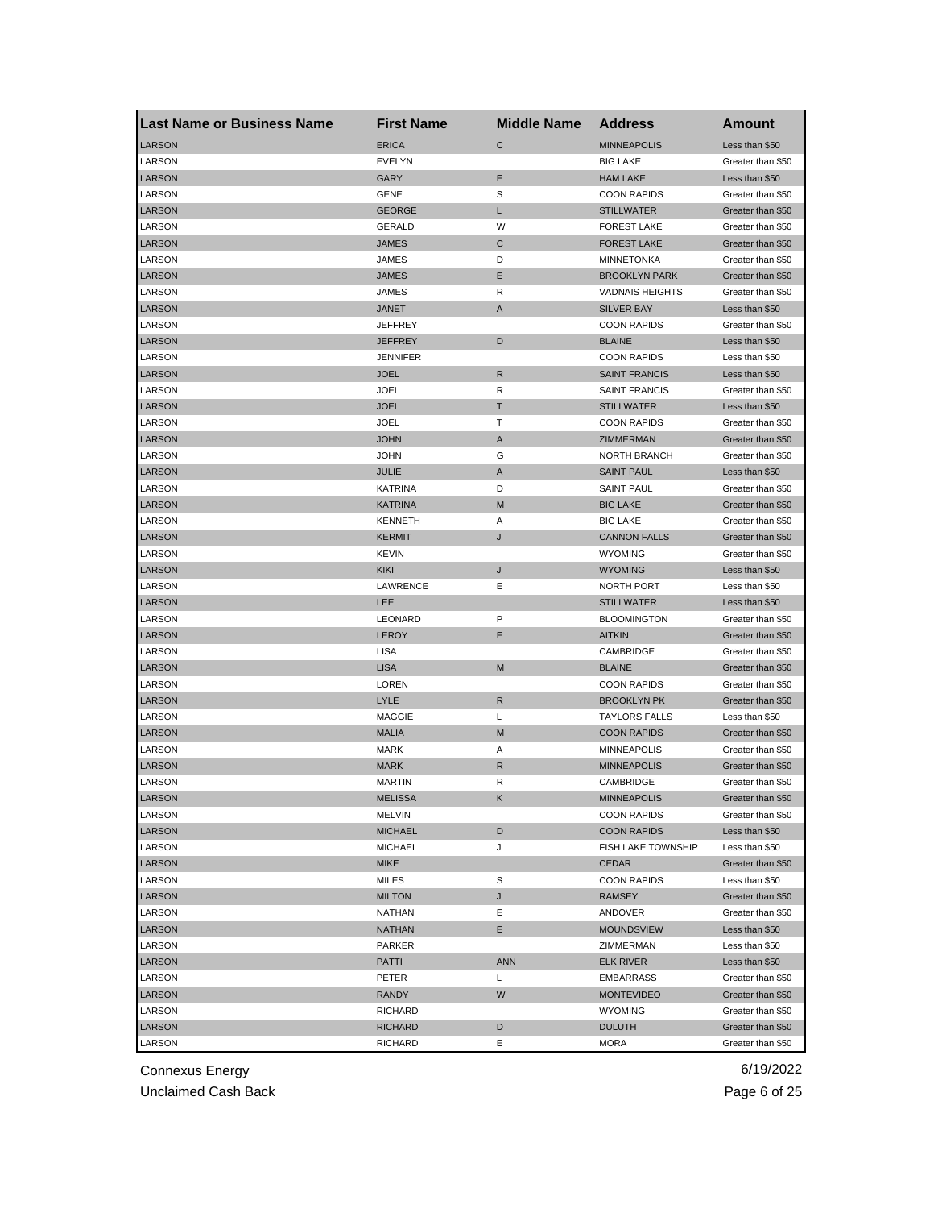| Last Name or Business Name | First Name | Middle Name | Address | Amount |
|---|---|---|---|---|
| LARSON | ERICA | C | MINNEAPOLIS | Less than $50 |
| LARSON | EVELYN | | BIG LAKE | Greater than $50 |
| LARSON | GARY | E | HAM LAKE | Less than $50 |
| LARSON | GENE | S | COON RAPIDS | Greater than $50 |
| LARSON | GEORGE | L | STILLWATER | Greater than $50 |
| LARSON | GERALD | W | FOREST LAKE | Greater than $50 |
| LARSON | JAMES | C | FOREST LAKE | Greater than $50 |
| LARSON | JAMES | D | MINNETONKA | Greater than $50 |
| LARSON | JAMES | E | BROOKLYN PARK | Greater than $50 |
| LARSON | JAMES | R | VADNAIS HEIGHTS | Greater than $50 |
| LARSON | JANET | A | SILVER BAY | Less than $50 |
| LARSON | JEFFREY | | COON RAPIDS | Greater than $50 |
| LARSON | JEFFREY | D | BLAINE | Less than $50 |
| LARSON | JENNIFER | | COON RAPIDS | Less than $50 |
| LARSON | JOEL | R | SAINT FRANCIS | Less than $50 |
| LARSON | JOEL | R | SAINT FRANCIS | Greater than $50 |
| LARSON | JOEL | T | STILLWATER | Less than $50 |
| LARSON | JOEL | T | COON RAPIDS | Greater than $50 |
| LARSON | JOHN | A | ZIMMERMAN | Greater than $50 |
| LARSON | JOHN | G | NORTH BRANCH | Greater than $50 |
| LARSON | JULIE | A | SAINT PAUL | Less than $50 |
| LARSON | KATRINA | D | SAINT PAUL | Greater than $50 |
| LARSON | KATRINA | M | BIG LAKE | Greater than $50 |
| LARSON | KENNETH | A | BIG LAKE | Greater than $50 |
| LARSON | KERMIT | J | CANNON FALLS | Greater than $50 |
| LARSON | KEVIN | | WYOMING | Greater than $50 |
| LARSON | KIKI | J | WYOMING | Less than $50 |
| LARSON | LAWRENCE | E | NORTH PORT | Less than $50 |
| LARSON | LEE | | STILLWATER | Less than $50 |
| LARSON | LEONARD | P | BLOOMINGTON | Greater than $50 |
| LARSON | LEROY | E | AITKIN | Greater than $50 |
| LARSON | LISA | | CAMBRIDGE | Greater than $50 |
| LARSON | LISA | M | BLAINE | Greater than $50 |
| LARSON | LOREN | | COON RAPIDS | Greater than $50 |
| LARSON | LYLE | R | BROOKLYN PK | Greater than $50 |
| LARSON | MAGGIE | L | TAYLORS FALLS | Less than $50 |
| LARSON | MALIA | M | COON RAPIDS | Greater than $50 |
| LARSON | MARK | A | MINNEAPOLIS | Greater than $50 |
| LARSON | MARK | R | MINNEAPOLIS | Greater than $50 |
| LARSON | MARTIN | R | CAMBRIDGE | Greater than $50 |
| LARSON | MELISSA | K | MINNEAPOLIS | Greater than $50 |
| LARSON | MELVIN | | COON RAPIDS | Greater than $50 |
| LARSON | MICHAEL | D | COON RAPIDS | Less than $50 |
| LARSON | MICHAEL | J | FISH LAKE TOWNSHIP | Less than $50 |
| LARSON | MIKE | | CEDAR | Greater than $50 |
| LARSON | MILES | S | COON RAPIDS | Less than $50 |
| LARSON | MILTON | J | RAMSEY | Greater than $50 |
| LARSON | NATHAN | E | ANDOVER | Greater than $50 |
| LARSON | NATHAN | E | MOUNDSVIEW | Less than $50 |
| LARSON | PARKER | | ZIMMERMAN | Less than $50 |
| LARSON | PATTI | ANN | ELK RIVER | Less than $50 |
| LARSON | PETER | L | EMBARRASS | Greater than $50 |
| LARSON | RANDY | W | MONTEVIDEO | Greater than $50 |
| LARSON | RICHARD | | WYOMING | Greater than $50 |
| LARSON | RICHARD | D | DULUTH | Greater than $50 |
| LARSON | RICHARD | E | MORA | Greater than $50 |

Connexus Energy 6/19/2022

Unclaimed Cash Back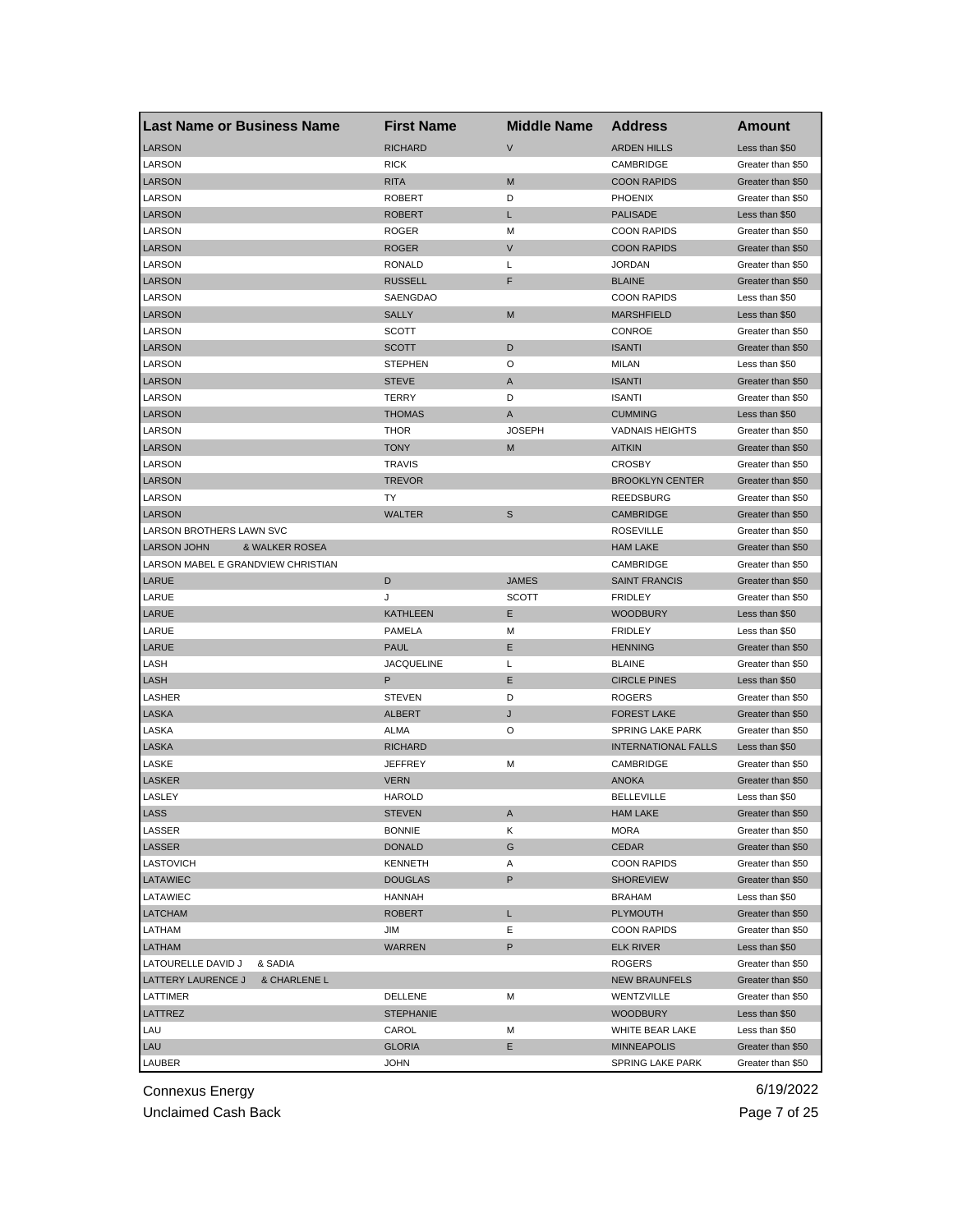| Last Name or Business Name | First Name | Middle Name | Address | Amount |
|---|---|---|---|---|
| LARSON | RICHARD | V | ARDEN HILLS | Less than $50 |
| LARSON | RICK | | CAMBRIDGE | Greater than $50 |
| LARSON | RITA | M | COON RAPIDS | Greater than $50 |
| LARSON | ROBERT | D | PHOENIX | Greater than $50 |
| LARSON | ROBERT | L | PALISADE | Less than $50 |
| LARSON | ROGER | M | COON RAPIDS | Greater than $50 |
| LARSON | ROGER | V | COON RAPIDS | Greater than $50 |
| LARSON | RONALD | L | JORDAN | Greater than $50 |
| LARSON | RUSSELL | F | BLAINE | Greater than $50 |
| LARSON | SAENGDAO | | COON RAPIDS | Less than $50 |
| LARSON | SALLY | M | MARSHFIELD | Less than $50 |
| LARSON | SCOTT | | CONROE | Greater than $50 |
| LARSON | SCOTT | D | ISANTI | Greater than $50 |
| LARSON | STEPHEN | O | MILAN | Less than $50 |
| LARSON | STEVE | A | ISANTI | Greater than $50 |
| LARSON | TERRY | D | ISANTI | Greater than $50 |
| LARSON | THOMAS | A | CUMMING | Less than $50 |
| LARSON | THOR | JOSEPH | VADNAIS HEIGHTS | Greater than $50 |
| LARSON | TONY | M | AITKIN | Greater than $50 |
| LARSON | TRAVIS | | CROSBY | Greater than $50 |
| LARSON | TREVOR | | BROOKLYN CENTER | Greater than $50 |
| LARSON | TY | | REEDSBURG | Greater than $50 |
| LARSON | WALTER | S | CAMBRIDGE | Greater than $50 |
| LARSON BROTHERS LAWN SVC | | | ROSEVILLE | Greater than $50 |
| LARSON JOHN & WALKER ROSEA | | | HAM LAKE | Greater than $50 |
| LARSON MABEL E GRANDVIEW CHRISTIAN | | | CAMBRIDGE | Greater than $50 |
| LARUE | D | JAMES | SAINT FRANCIS | Greater than $50 |
| LARUE | J | SCOTT | FRIDLEY | Greater than $50 |
| LARUE | KATHLEEN | E | WOODBURY | Less than $50 |
| LARUE | PAMELA | M | FRIDLEY | Less than $50 |
| LARUE | PAUL | E | HENNING | Greater than $50 |
| LASH | JACQUELINE | L | BLAINE | Greater than $50 |
| LASH | P | E | CIRCLE PINES | Less than $50 |
| LASHER | STEVEN | D | ROGERS | Greater than $50 |
| LASKA | ALBERT | J | FOREST LAKE | Greater than $50 |
| LASKA | ALMA | O | SPRING LAKE PARK | Greater than $50 |
| LASKA | RICHARD | | INTERNATIONAL FALLS | Less than $50 |
| LASKE | JEFFREY | M | CAMBRIDGE | Greater than $50 |
| LASKER | VERN | | ANOKA | Greater than $50 |
| LASLEY | HAROLD | | BELLEVILLE | Less than $50 |
| LASS | STEVEN | A | HAM LAKE | Greater than $50 |
| LASSER | BONNIE | K | MORA | Greater than $50 |
| LASSER | DONALD | G | CEDAR | Greater than $50 |
| LASTOVICH | KENNETH | A | COON RAPIDS | Greater than $50 |
| LATAWIEC | DOUGLAS | P | SHOREVIEW | Greater than $50 |
| LATAWIEC | HANNAH | | BRAHAM | Less than $50 |
| LATCHAM | ROBERT | L | PLYMOUTH | Greater than $50 |
| LATHAM | JIM | E | COON RAPIDS | Greater than $50 |
| LATHAM | WARREN | P | ELK RIVER | Less than $50 |
| LATOURELLE DAVID J & SADIA | | | ROGERS | Greater than $50 |
| LATTERY LAURENCE J & CHARLENE L | | | NEW BRAUNFELS | Greater than $50 |
| LATTIMER | DELLENE | M | WENTZVILLE | Greater than $50 |
| LATTREZ | STEPHANIE | | WOODBURY | Less than $50 |
| LAU | CAROL | M | WHITE BEAR LAKE | Less than $50 |
| LAU | GLORIA | E | MINNEAPOLIS | Greater than $50 |
| LAUBER | JOHN | | SPRING LAKE PARK | Greater than $50 |

Connexus Energy
Unclaimed Cash Back
6/19/2022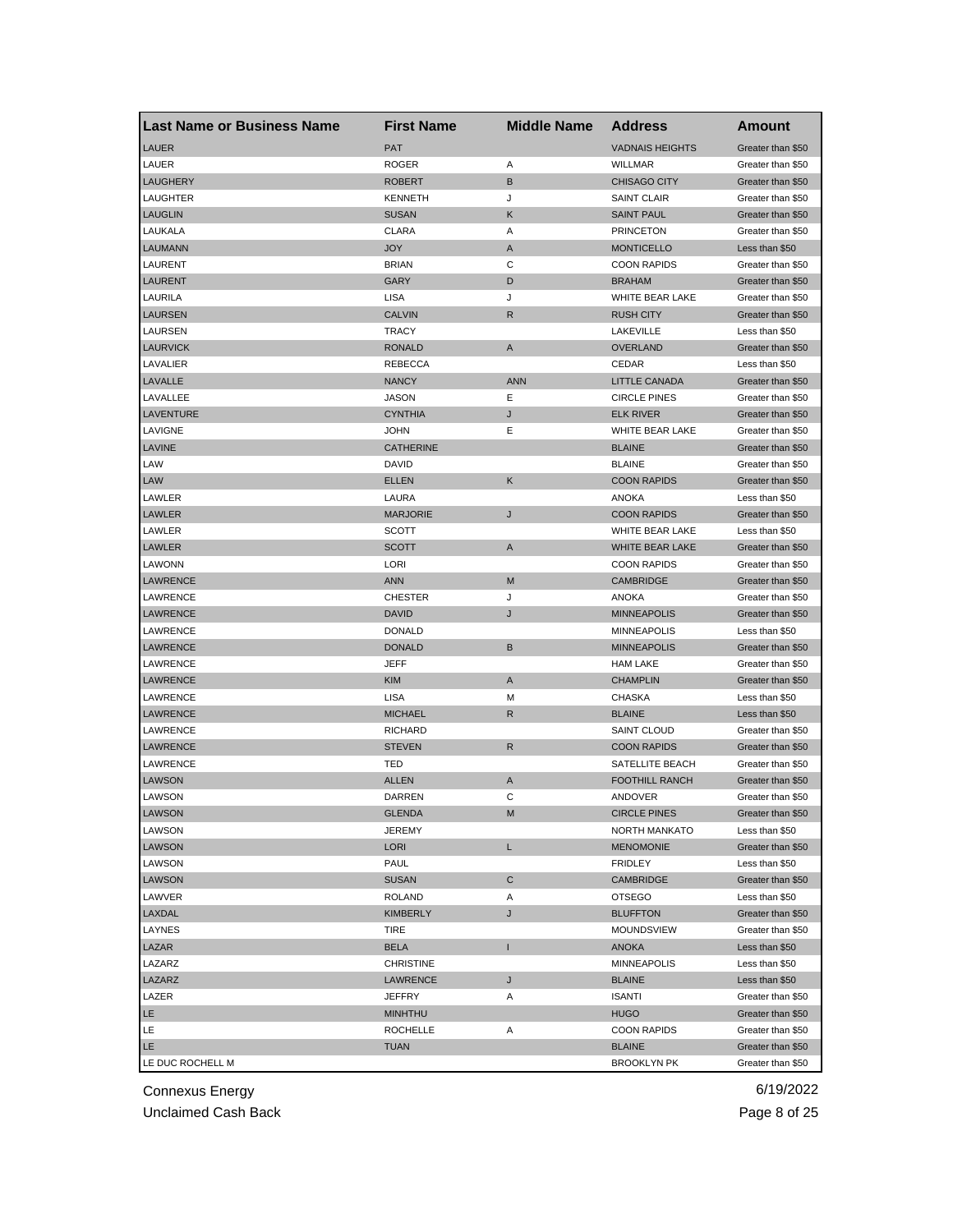| Last Name or Business Name | First Name | Middle Name | Address | Amount |
|---|---|---|---|---|
| LAUER | PAT | | VADNAIS HEIGHTS | Greater than $50 |
| LAUER | ROGER | A | WILLMAR | Greater than $50 |
| LAUGHERY | ROBERT | B | CHISAGO CITY | Greater than $50 |
| LAUGHTER | KENNETH | J | SAINT CLAIR | Greater than $50 |
| LAUGLIN | SUSAN | K | SAINT PAUL | Greater than $50 |
| LAUKALA | CLARA | A | PRINCETON | Greater than $50 |
| LAUMANN | JOY | A | MONTICELLO | Less than $50 |
| LAURENT | BRIAN | C | COON RAPIDS | Greater than $50 |
| LAURENT | GARY | D | BRAHAM | Greater than $50 |
| LAURILA | LISA | J | WHITE BEAR LAKE | Greater than $50 |
| LAURSEN | CALVIN | R | RUSH CITY | Greater than $50 |
| LAURSEN | TRACY | | LAKEVILLE | Less than $50 |
| LAURVICK | RONALD | A | OVERLAND | Greater than $50 |
| LAVALIER | REBECCA | | CEDAR | Less than $50 |
| LAVALLE | NANCY | ANN | LITTLE CANADA | Greater than $50 |
| LAVALLEE | JASON | E | CIRCLE PINES | Greater than $50 |
| LAVENTURE | CYNTHIA | J | ELK RIVER | Greater than $50 |
| LAVIGNE | JOHN | E | WHITE BEAR LAKE | Greater than $50 |
| LAVINE | CATHERINE | | BLAINE | Greater than $50 |
| LAW | DAVID | | BLAINE | Greater than $50 |
| LAW | ELLEN | K | COON RAPIDS | Greater than $50 |
| LAWLER | LAURA | | ANOKA | Less than $50 |
| LAWLER | MARJORIE | J | COON RAPIDS | Greater than $50 |
| LAWLER | SCOTT | | WHITE BEAR LAKE | Less than $50 |
| LAWLER | SCOTT | A | WHITE BEAR LAKE | Greater than $50 |
| LAWONN | LORI | | COON RAPIDS | Greater than $50 |
| LAWRENCE | ANN | M | CAMBRIDGE | Greater than $50 |
| LAWRENCE | CHESTER | J | ANOKA | Greater than $50 |
| LAWRENCE | DAVID | J | MINNEAPOLIS | Greater than $50 |
| LAWRENCE | DONALD | | MINNEAPOLIS | Less than $50 |
| LAWRENCE | DONALD | B | MINNEAPOLIS | Greater than $50 |
| LAWRENCE | JEFF | | HAM LAKE | Greater than $50 |
| LAWRENCE | KIM | A | CHAMPLIN | Greater than $50 |
| LAWRENCE | LISA | M | CHASKA | Less than $50 |
| LAWRENCE | MICHAEL | R | BLAINE | Less than $50 |
| LAWRENCE | RICHARD | | SAINT CLOUD | Greater than $50 |
| LAWRENCE | STEVEN | R | COON RAPIDS | Greater than $50 |
| LAWRENCE | TED | | SATELLITE BEACH | Greater than $50 |
| LAWSON | ALLEN | A | FOOTHILL RANCH | Greater than $50 |
| LAWSON | DARREN | C | ANDOVER | Greater than $50 |
| LAWSON | GLENDA | M | CIRCLE PINES | Greater than $50 |
| LAWSON | JEREMY | | NORTH MANKATO | Less than $50 |
| LAWSON | LORI | L | MENOMONIE | Greater than $50 |
| LAWSON | PAUL | | FRIDLEY | Less than $50 |
| LAWSON | SUSAN | C | CAMBRIDGE | Greater than $50 |
| LAWVER | ROLAND | A | OTSEGO | Less than $50 |
| LAXDAL | KIMBERLY | J | BLUFFTON | Greater than $50 |
| LAYNES | TIRE | | MOUNDSVIEW | Greater than $50 |
| LAZAR | BELA | I | ANOKA | Less than $50 |
| LAZARZ | CHRISTINE | | MINNEAPOLIS | Less than $50 |
| LAZARZ | LAWRENCE | J | BLAINE | Less than $50 |
| LAZER | JEFFRY | A | ISANTI | Greater than $50 |
| LE | MINHTHU | | HUGO | Greater than $50 |
| LE | ROCHELLE | A | COON RAPIDS | Greater than $50 |
| LE | TUAN | | BLAINE | Greater than $50 |
| LE DUC ROCHELL M | | | BROOKLYN PK | Greater than $50 |

Connexus Energy
Unclaimed Cash Back

6/19/2022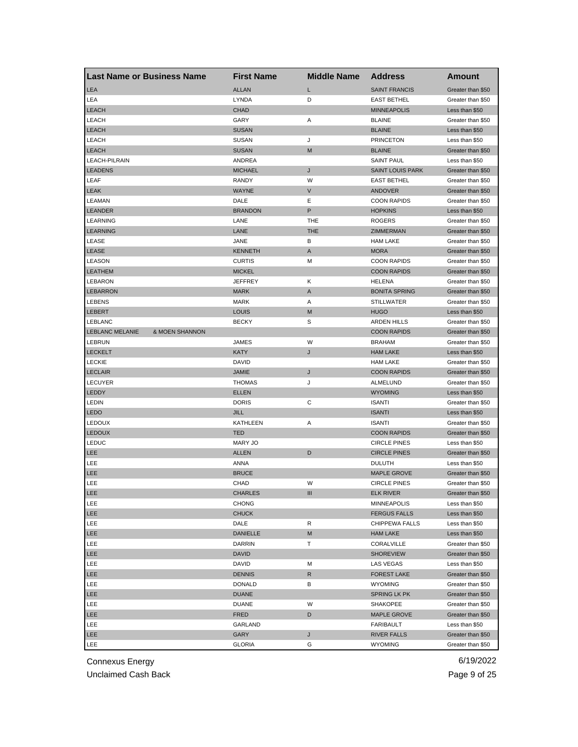| Last Name or Business Name | First Name | Middle Name | Address | Amount |
| --- | --- | --- | --- | --- |
| LEA | ALLAN | L | SAINT FRANCIS | Greater than $50 |
| LEA | LYNDA | D | EAST BETHEL | Greater than $50 |
| LEACH | CHAD | | MINNEAPOLIS | Less than $50 |
| LEACH | GARY | A | BLAINE | Greater than $50 |
| LEACH | SUSAN | | BLAINE | Less than $50 |
| LEACH | SUSAN | J | PRINCETON | Less than $50 |
| LEACH | SUSAN | M | BLAINE | Greater than $50 |
| LEACH-PILRAIN | ANDREA | | SAINT PAUL | Less than $50 |
| LEADENS | MICHAEL | J | SAINT LOUIS PARK | Greater than $50 |
| LEAF | RANDY | W | EAST BETHEL | Greater than $50 |
| LEAK | WAYNE | V | ANDOVER | Greater than $50 |
| LEAMAN | DALE | E | COON RAPIDS | Greater than $50 |
| LEANDER | BRANDON | P | HOPKINS | Less than $50 |
| LEARNING | LANE | THE | ROGERS | Greater than $50 |
| LEARNING | LANE | THE | ZIMMERMAN | Greater than $50 |
| LEASE | JANE | B | HAM LAKE | Greater than $50 |
| LEASE | KENNETH | A | MORA | Greater than $50 |
| LEASON | CURTIS | M | COON RAPIDS | Greater than $50 |
| LEATHEM | MICKEL | | COON RAPIDS | Greater than $50 |
| LEBARON | JEFFREY | K | HELENA | Greater than $50 |
| LEBARRON | MARK | A | BONITA SPRING | Greater than $50 |
| LEBENS | MARK | A | STILLWATER | Greater than $50 |
| LEBERT | LOUIS | M | HUGO | Less than $50 |
| LEBLANC | BECKY | S | ARDEN HILLS | Greater than $50 |
| LEBLANC MELANIE & MOEN SHANNON | | | COON RAPIDS | Greater than $50 |
| LEBRUN | JAMES | W | BRAHAM | Greater than $50 |
| LECKELT | KATY | J | HAM LAKE | Less than $50 |
| LECKIE | DAVID | | HAM LAKE | Greater than $50 |
| LECLAIR | JAMIE | J | COON RAPIDS | Greater than $50 |
| LECUYER | THOMAS | J | ALMELUND | Greater than $50 |
| LEDDY | ELLEN | | WYOMING | Less than $50 |
| LEDIN | DORIS | C | ISANTI | Greater than $50 |
| LEDO | JILL | | ISANTI | Less than $50 |
| LEDOUX | KATHLEEN | A | ISANTI | Greater than $50 |
| LEDOUX | TED | | COON RAPIDS | Greater than $50 |
| LEDUC | MARY JO | | CIRCLE PINES | Less than $50 |
| LEE | ALLEN | D | CIRCLE PINES | Greater than $50 |
| LEE | ANNA | | DULUTH | Less than $50 |
| LEE | BRUCE | | MAPLE GROVE | Greater than $50 |
| LEE | CHAD | W | CIRCLE PINES | Greater than $50 |
| LEE | CHARLES | III | ELK RIVER | Greater than $50 |
| LEE | CHONG | | MINNEAPOLIS | Less than $50 |
| LEE | CHUCK | | FERGUS FALLS | Less than $50 |
| LEE | DALE | R | CHIPPEWA FALLS | Less than $50 |
| LEE | DANIELLE | M | HAM LAKE | Less than $50 |
| LEE | DARRIN | T | CORALVILLE | Greater than $50 |
| LEE | DAVID | | SHOREVIEW | Greater than $50 |
| LEE | DAVID | M | LAS VEGAS | Less than $50 |
| LEE | DENNIS | R | FOREST LAKE | Greater than $50 |
| LEE | DONALD | B | WYOMING | Greater than $50 |
| LEE | DUANE | | SPRING LK PK | Greater than $50 |
| LEE | DUANE | W | SHAKOPEE | Greater than $50 |
| LEE | FRED | D | MAPLE GROVE | Greater than $50 |
| LEE | GARLAND | | FARIBAULT | Less than $50 |
| LEE | GARY | J | RIVER FALLS | Greater than $50 |
| LEE | GLORIA | G | WYOMING | Greater than $50 |

Connexus Energy
Unclaimed Cash Back
6/19/2022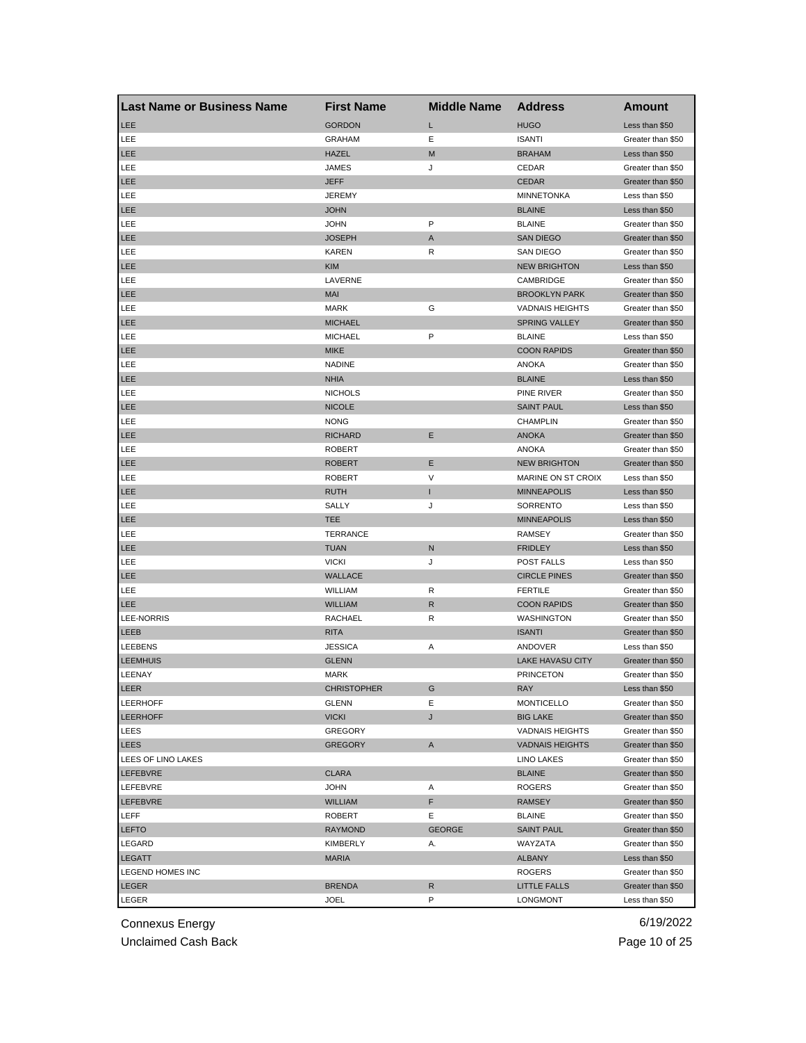| Last Name or Business Name | First Name | Middle Name | Address | Amount |
| --- | --- | --- | --- | --- |
| LEE | GORDON | L | HUGO | Less than $50 |
| LEE | GRAHAM | E | ISANTI | Greater than $50 |
| LEE | HAZEL | M | BRAHAM | Less than $50 |
| LEE | JAMES | J | CEDAR | Greater than $50 |
| LEE | JEFF | | CEDAR | Greater than $50 |
| LEE | JEREMY | | MINNETONKA | Less than $50 |
| LEE | JOHN | | BLAINE | Less than $50 |
| LEE | JOHN | P | BLAINE | Greater than $50 |
| LEE | JOSEPH | A | SAN DIEGO | Greater than $50 |
| LEE | KAREN | R | SAN DIEGO | Greater than $50 |
| LEE | KIM | | NEW BRIGHTON | Less than $50 |
| LEE | LAVERNE | | CAMBRIDGE | Greater than $50 |
| LEE | MAI | | BROOKLYN PARK | Greater than $50 |
| LEE | MARK | G | VADNAIS HEIGHTS | Greater than $50 |
| LEE | MICHAEL | | SPRING VALLEY | Greater than $50 |
| LEE | MICHAEL | P | BLAINE | Less than $50 |
| LEE | MIKE | | COON RAPIDS | Greater than $50 |
| LEE | NADINE | | ANOKA | Greater than $50 |
| LEE | NHIA | | BLAINE | Less than $50 |
| LEE | NICHOLS | | PINE RIVER | Greater than $50 |
| LEE | NICOLE | | SAINT PAUL | Less than $50 |
| LEE | NONG | | CHAMPLIN | Greater than $50 |
| LEE | RICHARD | E | ANOKA | Greater than $50 |
| LEE | ROBERT | | ANOKA | Greater than $50 |
| LEE | ROBERT | E | NEW BRIGHTON | Greater than $50 |
| LEE | ROBERT | V | MARINE ON ST CROIX | Less than $50 |
| LEE | RUTH | I | MINNEAPOLIS | Less than $50 |
| LEE | SALLY | J | SORRENTO | Less than $50 |
| LEE | TEE | | MINNEAPOLIS | Less than $50 |
| LEE | TERRANCE | | RAMSEY | Greater than $50 |
| LEE | TUAN | N | FRIDLEY | Less than $50 |
| LEE | VICKI | J | POST FALLS | Less than $50 |
| LEE | WALLACE | | CIRCLE PINES | Greater than $50 |
| LEE | WILLIAM | R | FERTILE | Greater than $50 |
| LEE | WILLIAM | R | COON RAPIDS | Greater than $50 |
| LEE-NORRIS | RACHAEL | R | WASHINGTON | Greater than $50 |
| LEEB | RITA | | ISANTI | Greater than $50 |
| LEEBENS | JESSICA | A | ANDOVER | Less than $50 |
| LEEMHUIS | GLENN | | LAKE HAVASU CITY | Greater than $50 |
| LEENAY | MARK | | PRINCETON | Greater than $50 |
| LEER | CHRISTOPHER | G | RAY | Less than $50 |
| LEERHOFF | GLENN | E | MONTICELLO | Greater than $50 |
| LEERHOFF | VICKI | J | BIG LAKE | Greater than $50 |
| LEES | GREGORY | | VADNAIS HEIGHTS | Greater than $50 |
| LEES | GREGORY | A | VADNAIS HEIGHTS | Greater than $50 |
| LEES OF LINO LAKES | | | LINO LAKES | Greater than $50 |
| LEFEBVRE | CLARA | | BLAINE | Greater than $50 |
| LEFEBVRE | JOHN | A | ROGERS | Greater than $50 |
| LEFEBVRE | WILLIAM | F | RAMSEY | Greater than $50 |
| LEFF | ROBERT | E | BLAINE | Greater than $50 |
| LEFTO | RAYMOND | GEORGE | SAINT PAUL | Greater than $50 |
| LEGARD | KIMBERLY | A. | WAYZATA | Greater than $50 |
| LEGATT | MARIA | | ALBANY | Less than $50 |
| LEGEND HOMES INC | | | ROGERS | Greater than $50 |
| LEGER | BRENDA | R | LITTLE FALLS | Greater than $50 |
| LEGER | JOEL | P | LONGMONT | Less than $50 |

Connexus Energy
Unclaimed Cash Back

6/19/2022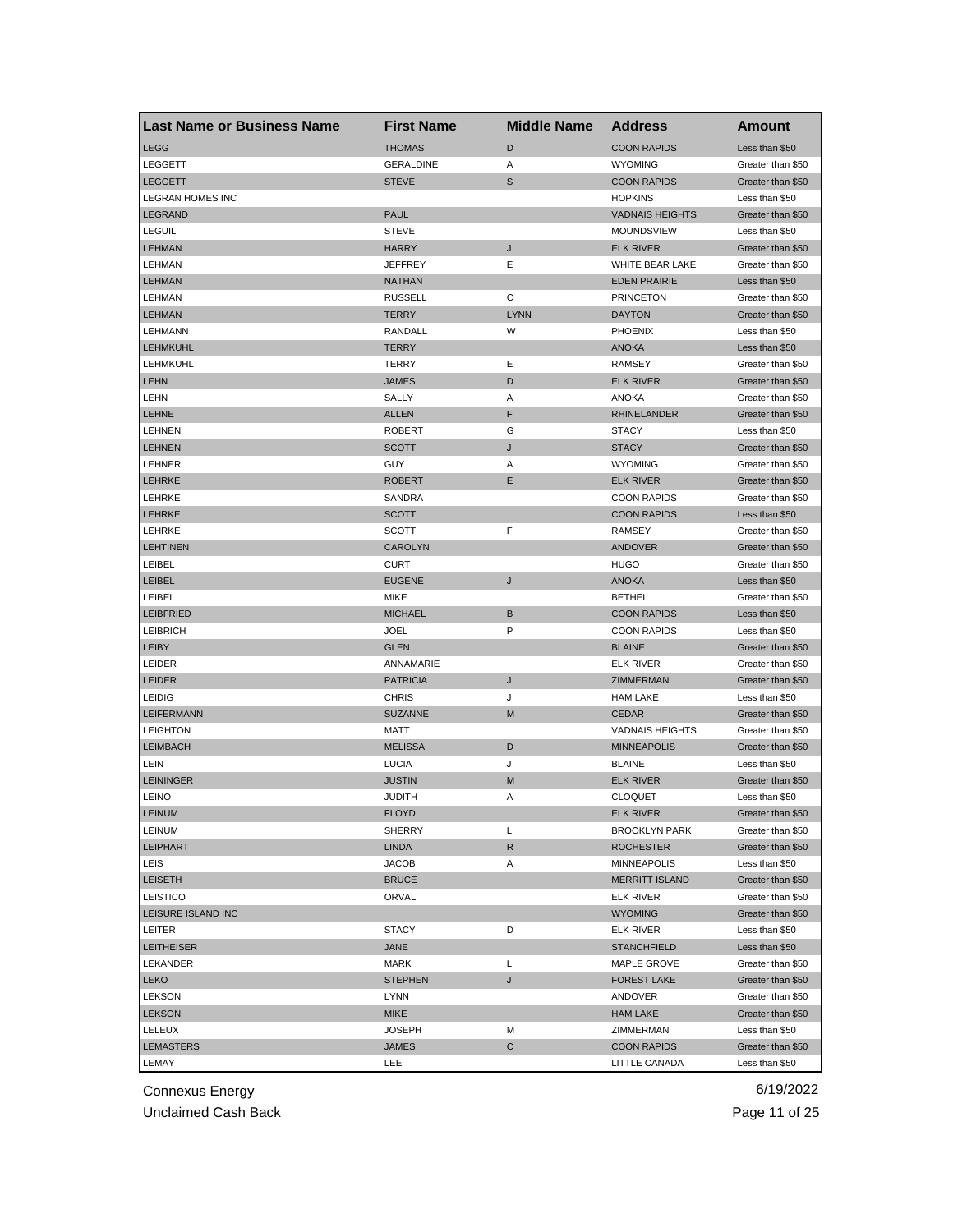| Last Name or Business Name | First Name | Middle Name | Address | Amount |
| --- | --- | --- | --- | --- |
| LEGG | THOMAS | D | COON RAPIDS | Less than $50 |
| LEGGETT | GERALDINE | A | WYOMING | Greater than $50 |
| LEGGETT | STEVE | S | COON RAPIDS | Greater than $50 |
| LEGRAN HOMES INC | | | HOPKINS | Less than $50 |
| LEGRAND | PAUL | | VADNAIS HEIGHTS | Greater than $50 |
| LEGUIL | STEVE | | MOUNDSVIEW | Less than $50 |
| LEHMAN | HARRY | J | ELK RIVER | Greater than $50 |
| LEHMAN | JEFFREY | E | WHITE BEAR LAKE | Greater than $50 |
| LEHMAN | NATHAN | | EDEN PRAIRIE | Less than $50 |
| LEHMAN | RUSSELL | C | PRINCETON | Greater than $50 |
| LEHMAN | TERRY | LYNN | DAYTON | Greater than $50 |
| LEHMANN | RANDALL | W | PHOENIX | Less than $50 |
| LEHMKUHL | TERRY | | ANOKA | Less than $50 |
| LEHMKUHL | TERRY | E | RAMSEY | Greater than $50 |
| LEHN | JAMES | D | ELK RIVER | Greater than $50 |
| LEHN | SALLY | A | ANOKA | Greater than $50 |
| LEHNE | ALLEN | F | RHINELANDER | Greater than $50 |
| LEHNEN | ROBERT | G | STACY | Less than $50 |
| LEHNEN | SCOTT | J | STACY | Greater than $50 |
| LEHNER | GUY | A | WYOMING | Greater than $50 |
| LEHRKE | ROBERT | E | ELK RIVER | Greater than $50 |
| LEHRKE | SANDRA | | COON RAPIDS | Greater than $50 |
| LEHRKE | SCOTT | | COON RAPIDS | Less than $50 |
| LEHRKE | SCOTT | F | RAMSEY | Greater than $50 |
| LEHTINEN | CAROLYN | | ANDOVER | Greater than $50 |
| LEIBEL | CURT | | HUGO | Greater than $50 |
| LEIBEL | EUGENE | J | ANOKA | Less than $50 |
| LEIBEL | MIKE | | BETHEL | Greater than $50 |
| LEIBFRIED | MICHAEL | B | COON RAPIDS | Less than $50 |
| LEIBRICH | JOEL | P | COON RAPIDS | Less than $50 |
| LEIBY | GLEN | | BLAINE | Greater than $50 |
| LEIDER | ANNAMARIE | | ELK RIVER | Greater than $50 |
| LEIDER | PATRICIA | J | ZIMMERMAN | Greater than $50 |
| LEIDIG | CHRIS | J | HAM LAKE | Less than $50 |
| LEIFERMANN | SUZANNE | M | CEDAR | Greater than $50 |
| LEIGHTON | MATT | | VADNAIS HEIGHTS | Greater than $50 |
| LEIMBACH | MELISSA | D | MINNEAPOLIS | Greater than $50 |
| LEIN | LUCIA | J | BLAINE | Less than $50 |
| LEININGER | JUSTIN | M | ELK RIVER | Greater than $50 |
| LEINO | JUDITH | A | CLOQUET | Less than $50 |
| LEINUM | FLOYD | | ELK RIVER | Greater than $50 |
| LEINUM | SHERRY | L | BROOKLYN PARK | Greater than $50 |
| LEIPHART | LINDA | R | ROCHESTER | Greater than $50 |
| LEIS | JACOB | A | MINNEAPOLIS | Less than $50 |
| LEISETH | BRUCE | | MERRITT ISLAND | Greater than $50 |
| LEISTICO | ORVAL | | ELK RIVER | Greater than $50 |
| LEISURE ISLAND INC | | | WYOMING | Greater than $50 |
| LEITER | STACY | D | ELK RIVER | Less than $50 |
| LEITHEISER | JANE | | STANCHFIELD | Less than $50 |
| LEKANDER | MARK | L | MAPLE GROVE | Greater than $50 |
| LEKO | STEPHEN | J | FOREST LAKE | Greater than $50 |
| LEKSON | LYNN | | ANDOVER | Greater than $50 |
| LEKSON | MIKE | | HAM LAKE | Greater than $50 |
| LELEUX | JOSEPH | M | ZIMMERMAN | Less than $50 |
| LEMASTERS | JAMES | C | COON RAPIDS | Greater than $50 |
| LEMAY | LEE | | LITTLE CANADA | Less than $50 |

Connexus Energy 6/19/2022

Unclaimed Cash Back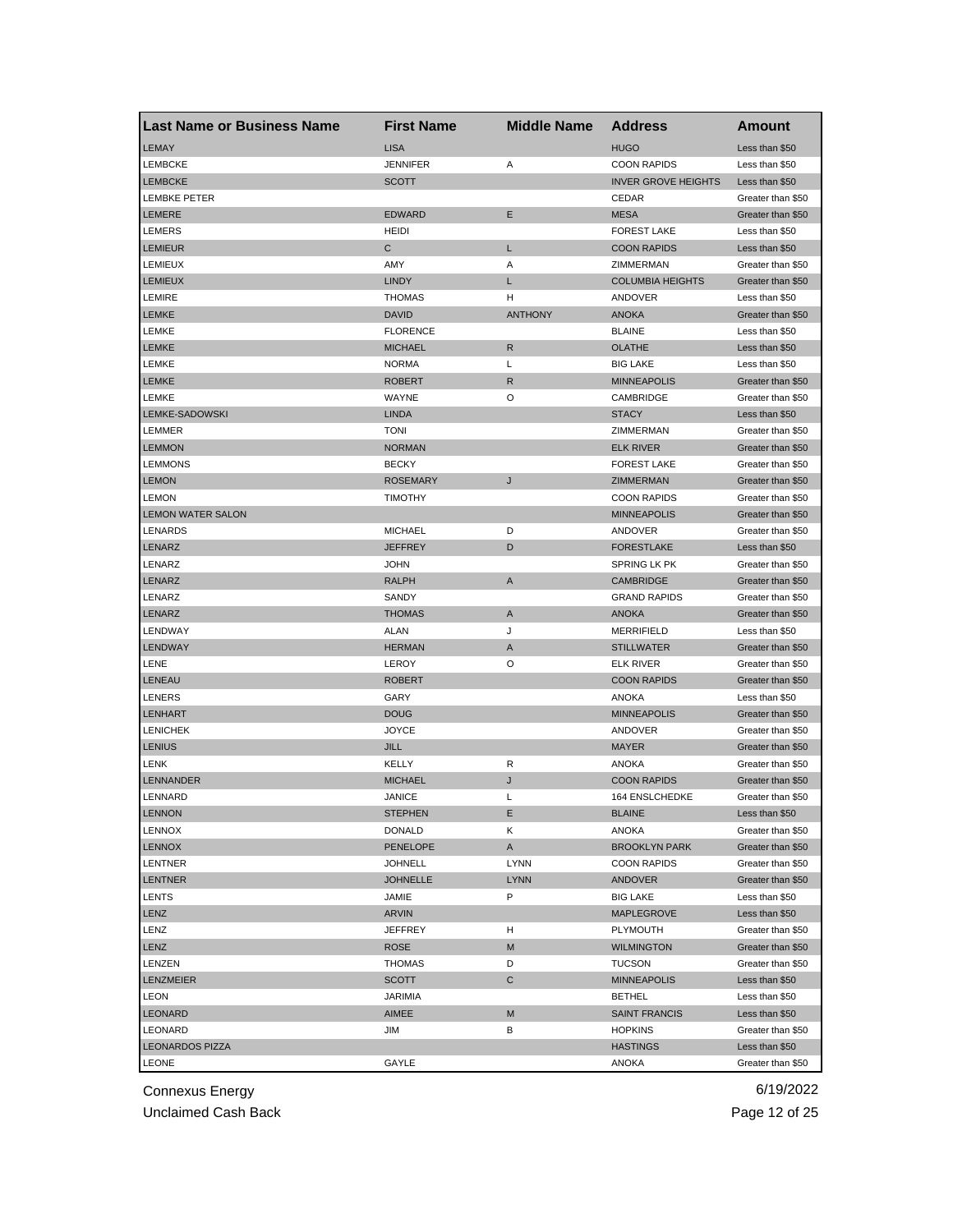| Last Name or Business Name | First Name | Middle Name | Address | Amount |
|---|---|---|---|---|
| LEMAY | LISA | | HUGO | Less than $50 |
| LEMBCKE | JENNIFER | A | COON RAPIDS | Less than $50 |
| LEMBCKE | SCOTT | | INVER GROVE HEIGHTS | Less than $50 |
| LEMBKE PETER | | | CEDAR | Greater than $50 |
| LEMERE | EDWARD | E | MESA | Greater than $50 |
| LEMERS | HEIDI | | FOREST LAKE | Less than $50 |
| LEMIEUR | C | L | COON RAPIDS | Less than $50 |
| LEMIEUX | AMY | A | ZIMMERMAN | Greater than $50 |
| LEMIEUX | LINDY | L | COLUMBIA HEIGHTS | Greater than $50 |
| LEMIRE | THOMAS | H | ANDOVER | Less than $50 |
| LEMKE | DAVID | ANTHONY | ANOKA | Greater than $50 |
| LEMKE | FLORENCE | | BLAINE | Less than $50 |
| LEMKE | MICHAEL | R | OLATHE | Less than $50 |
| LEMKE | NORMA | L | BIG LAKE | Less than $50 |
| LEMKE | ROBERT | R | MINNEAPOLIS | Greater than $50 |
| LEMKE | WAYNE | O | CAMBRIDGE | Greater than $50 |
| LEMKE-SADOWSKI | LINDA | | STACY | Less than $50 |
| LEMMER | TONI | | ZIMMERMAN | Greater than $50 |
| LEMMON | NORMAN | | ELK RIVER | Greater than $50 |
| LEMMONS | BECKY | | FOREST LAKE | Greater than $50 |
| LEMON | ROSEMARY | J | ZIMMERMAN | Greater than $50 |
| LEMON | TIMOTHY | | COON RAPIDS | Greater than $50 |
| LEMON WATER SALON | | | MINNEAPOLIS | Greater than $50 |
| LENARDS | MICHAEL | D | ANDOVER | Greater than $50 |
| LENARZ | JEFFREY | D | FORESTLAKE | Less than $50 |
| LENARZ | JOHN | | SPRING LK PK | Greater than $50 |
| LENARZ | RALPH | A | CAMBRIDGE | Greater than $50 |
| LENARZ | SANDY | | GRAND RAPIDS | Greater than $50 |
| LENARZ | THOMAS | A | ANOKA | Greater than $50 |
| LENDWAY | ALAN | J | MERRIFIELD | Less than $50 |
| LENDWAY | HERMAN | A | STILLWATER | Greater than $50 |
| LENE | LEROY | O | ELK RIVER | Greater than $50 |
| LENEAU | ROBERT | | COON RAPIDS | Greater than $50 |
| LENERS | GARY | | ANOKA | Less than $50 |
| LENHART | DOUG | | MINNEAPOLIS | Greater than $50 |
| LENICHEK | JOYCE | | ANDOVER | Greater than $50 |
| LENIUS | JILL | | MAYER | Greater than $50 |
| LENK | KELLY | R | ANOKA | Greater than $50 |
| LENNANDER | MICHAEL | J | COON RAPIDS | Greater than $50 |
| LENNARD | JANICE | L | 164 ENSLCHEDKE | Greater than $50 |
| LENNON | STEPHEN | E | BLAINE | Less than $50 |
| LENNOX | DONALD | K | ANOKA | Greater than $50 |
| LENNOX | PENELOPE | A | BROOKLYN PARK | Greater than $50 |
| LENTNER | JOHNELL | LYNN | COON RAPIDS | Greater than $50 |
| LENTNER | JOHNELLE | LYNN | ANDOVER | Greater than $50 |
| LENTS | JAMIE | P | BIG LAKE | Less than $50 |
| LENZ | ARVIN | | MAPLEGROVE | Less than $50 |
| LENZ | JEFFREY | H | PLYMOUTH | Greater than $50 |
| LENZ | ROSE | M | WILMINGTON | Greater than $50 |
| LENZEN | THOMAS | D | TUCSON | Greater than $50 |
| LENZMEIER | SCOTT | C | MINNEAPOLIS | Less than $50 |
| LEON | JARIMIA | | BETHEL | Less than $50 |
| LEONARD | AIMEE | M | SAINT FRANCIS | Less than $50 |
| LEONARD | JIM | B | HOPKINS | Greater than $50 |
| LEONARDOS PIZZA | | | HASTINGS | Less than $50 |
| LEONE | GAYLE | | ANOKA | Greater than $50 |

Connexus Energy 6/19/2022
Unclaimed Cash Back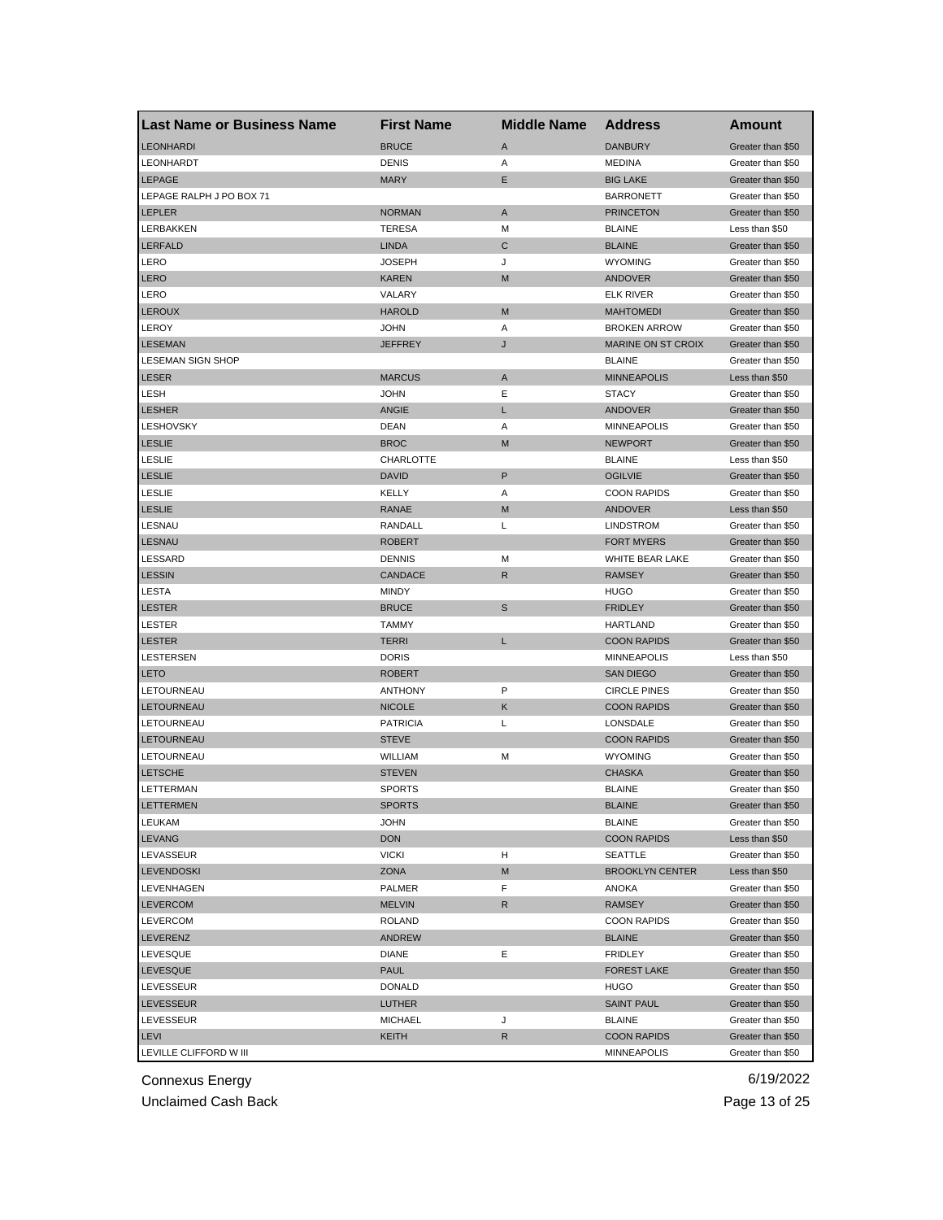| Last Name or Business Name | First Name | Middle Name | Address | Amount |
|---|---|---|---|---|
| LEONHARDI | BRUCE | A | DANBURY | Greater than $50 |
| LEONHARDT | DENIS | A | MEDINA | Greater than $50 |
| LEPAGE | MARY | E | BIG LAKE | Greater than $50 |
| LEPAGE RALPH J PO BOX 71 | | | BARRONETT | Greater than $50 |
| LEPLER | NORMAN | A | PRINCETON | Greater than $50 |
| LERBAKKEN | TERESA | M | BLAINE | Less than $50 |
| LERFALD | LINDA | C | BLAINE | Greater than $50 |
| LERO | JOSEPH | J | WYOMING | Greater than $50 |
| LERO | KAREN | M | ANDOVER | Greater than $50 |
| LERO | VALARY | | ELK RIVER | Greater than $50 |
| LEROUX | HAROLD | M | MAHTOMEDI | Greater than $50 |
| LEROY | JOHN | A | BROKEN ARROW | Greater than $50 |
| LESEMAN | JEFFREY | J | MARINE ON ST CROIX | Greater than $50 |
| LESEMAN SIGN SHOP | | | BLAINE | Greater than $50 |
| LESER | MARCUS | A | MINNEAPOLIS | Less than $50 |
| LESH | JOHN | E | STACY | Greater than $50 |
| LESHER | ANGIE | L | ANDOVER | Greater than $50 |
| LESHOVSKY | DEAN | A | MINNEAPOLIS | Greater than $50 |
| LESLIE | BROC | M | NEWPORT | Greater than $50 |
| LESLIE | CHARLOTTE | | BLAINE | Less than $50 |
| LESLIE | DAVID | P | OGILVIE | Greater than $50 |
| LESLIE | KELLY | A | COON RAPIDS | Greater than $50 |
| LESLIE | RANAE | M | ANDOVER | Less than $50 |
| LESNAU | RANDALL | L | LINDSTROM | Greater than $50 |
| LESNAU | ROBERT | | FORT MYERS | Greater than $50 |
| LESSARD | DENNIS | M | WHITE BEAR LAKE | Greater than $50 |
| LESSIN | CANDACE | R | RAMSEY | Greater than $50 |
| LESTA | MINDY | | HUGO | Greater than $50 |
| LESTER | BRUCE | S | FRIDLEY | Greater than $50 |
| LESTER | TAMMY | | HARTLAND | Greater than $50 |
| LESTER | TERRI | L | COON RAPIDS | Greater than $50 |
| LESTERSEN | DORIS | | MINNEAPOLIS | Less than $50 |
| LETO | ROBERT | | SAN DIEGO | Greater than $50 |
| LETOURNEAU | ANTHONY | P | CIRCLE PINES | Greater than $50 |
| LETOURNEAU | NICOLE | K | COON RAPIDS | Greater than $50 |
| LETOURNEAU | PATRICIA | L | LONSDALE | Greater than $50 |
| LETOURNEAU | STEVE | | COON RAPIDS | Greater than $50 |
| LETOURNEAU | WILLIAM | M | WYOMING | Greater than $50 |
| LETSCHE | STEVEN | | CHASKA | Greater than $50 |
| LETTERMAN | SPORTS | | BLAINE | Greater than $50 |
| LETTERMEN | SPORTS | | BLAINE | Greater than $50 |
| LEUKAM | JOHN | | BLAINE | Greater than $50 |
| LEVANG | DON | | COON RAPIDS | Less than $50 |
| LEVASSEUR | VICKI | H | SEATTLE | Greater than $50 |
| LEVENDOSKI | ZONA | M | BROOKLYN CENTER | Less than $50 |
| LEVENHAGEN | PALMER | F | ANOKA | Greater than $50 |
| LEVERCOM | MELVIN | R | RAMSEY | Greater than $50 |
| LEVERCOM | ROLAND | | COON RAPIDS | Greater than $50 |
| LEVERENZ | ANDREW | | BLAINE | Greater than $50 |
| LEVESQUE | DIANE | E | FRIDLEY | Greater than $50 |
| LEVESQUE | PAUL | | FOREST LAKE | Greater than $50 |
| LEVESSEUR | DONALD | | HUGO | Greater than $50 |
| LEVESSEUR | LUTHER | | SAINT PAUL | Greater than $50 |
| LEVESSEUR | MICHAEL | J | BLAINE | Greater than $50 |
| LEVI | KEITH | R | COON RAPIDS | Greater than $50 |
| LEVILLE CLIFFORD W III | | | MINNEAPOLIS | Greater than $50 |

Connexus Energy
Unclaimed Cash Back

6/19/2022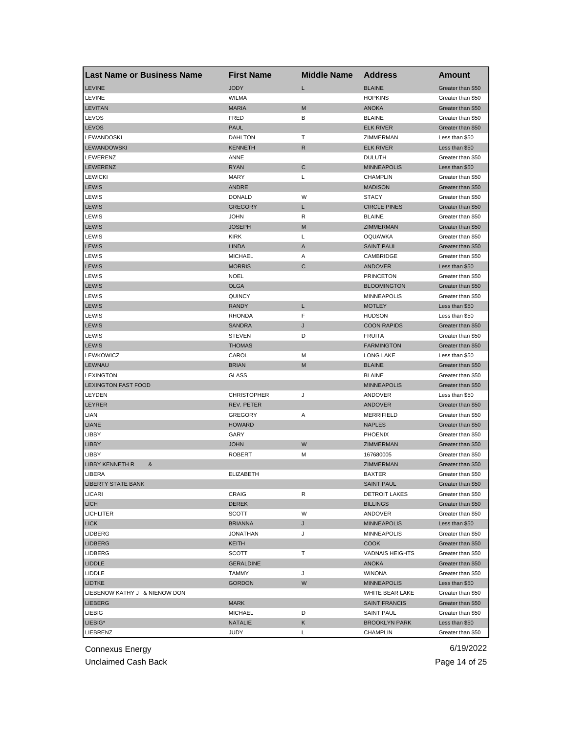| Last Name or Business Name | First Name | Middle Name | Address | Amount |
|---|---|---|---|---|
| LEVINE | JODY | L | BLAINE | Greater than $50 |
| LEVINE | WILMA | | HOPKINS | Greater than $50 |
| LEVITAN | MARIA | M | ANOKA | Greater than $50 |
| LEVOS | FRED | B | BLAINE | Greater than $50 |
| LEVOS | PAUL | | ELK RIVER | Greater than $50 |
| LEWANDOSKI | DAHLTON | T | ZIMMERMAN | Less than $50 |
| LEWANDOWSKI | KENNETH | R | ELK RIVER | Less than $50 |
| LEWERENZ | ANNE | | DULUTH | Greater than $50 |
| LEWERENZ | RYAN | C | MINNEAPOLIS | Less than $50 |
| LEWICKI | MARY | L | CHAMPLIN | Greater than $50 |
| LEWIS | ANDRE | | MADISON | Greater than $50 |
| LEWIS | DONALD | W | STACY | Greater than $50 |
| LEWIS | GREGORY | L | CIRCLE PINES | Greater than $50 |
| LEWIS | JOHN | R | BLAINE | Greater than $50 |
| LEWIS | JOSEPH | M | ZIMMERMAN | Greater than $50 |
| LEWIS | KIRK | L | OQUAWKA | Greater than $50 |
| LEWIS | LINDA | A | SAINT PAUL | Greater than $50 |
| LEWIS | MICHAEL | A | CAMBRIDGE | Greater than $50 |
| LEWIS | MORRIS | C | ANDOVER | Less than $50 |
| LEWIS | NOEL | | PRINCETON | Greater than $50 |
| LEWIS | OLGA | | BLOOMINGTON | Greater than $50 |
| LEWIS | QUINCY | | MINNEAPOLIS | Greater than $50 |
| LEWIS | RANDY | L | MOTLEY | Less than $50 |
| LEWIS | RHONDA | F | HUDSON | Less than $50 |
| LEWIS | SANDRA | J | COON RAPIDS | Greater than $50 |
| LEWIS | STEVEN | D | FRUITA | Greater than $50 |
| LEWIS | THOMAS | | FARMINGTON | Greater than $50 |
| LEWKOWICZ | CAROL | M | LONG LAKE | Less than $50 |
| LEWNAU | BRIAN | M | BLAINE | Greater than $50 |
| LEXINGTON | GLASS | | BLAINE | Greater than $50 |
| LEXINGTON FAST FOOD | | | MINNEAPOLIS | Greater than $50 |
| LEYDEN | CHRISTOPHER | J | ANDOVER | Less than $50 |
| LEYRER | REV. PETER | | ANDOVER | Greater than $50 |
| LIAN | GREGORY | A | MERRIFIELD | Greater than $50 |
| LIANE | HOWARD | | NAPLES | Greater than $50 |
| LIBBY | GARY | | PHOENIX | Greater than $50 |
| LIBBY | JOHN | W | ZIMMERMAN | Greater than $50 |
| LIBBY | ROBERT | M | 167680005 | Greater than $50 |
| LIBBY KENNETH R & | | | ZIMMERMAN | Greater than $50 |
| LIBERA | ELIZABETH | | BAXTER | Greater than $50 |
| LIBERTY STATE BANK | | | SAINT PAUL | Greater than $50 |
| LICARI | CRAIG | R | DETROIT LAKES | Greater than $50 |
| LICH | DEREK | | BILLINGS | Greater than $50 |
| LICHLITER | SCOTT | W | ANDOVER | Greater than $50 |
| LICK | BRIANNA | J | MINNEAPOLIS | Less than $50 |
| LIDBERG | JONATHAN | J | MINNEAPOLIS | Greater than $50 |
| LIDBERG | KEITH | | COOK | Greater than $50 |
| LIDBERG | SCOTT | T | VADNAIS HEIGHTS | Greater than $50 |
| LIDDLE | GERALDINE | | ANOKA | Greater than $50 |
| LIDDLE | TAMMY | J | WINONA | Greater than $50 |
| LIDTKE | GORDON | W | MINNEAPOLIS | Less than $50 |
| LIEBENOW KATHY J & NIENOW DON | | | WHITE BEAR LAKE | Greater than $50 |
| LIEBERG | MARK | | SAINT FRANCIS | Greater than $50 |
| LIEBIG | MICHAEL | D | SAINT PAUL | Greater than $50 |
| LIEBIG* | NATALIE | K | BROOKLYN PARK | Less than $50 |
| LIEBRENZ | JUDY | L | CHAMPLIN | Greater than $50 |

Connexus Energy
Unclaimed Cash Back

6/19/2022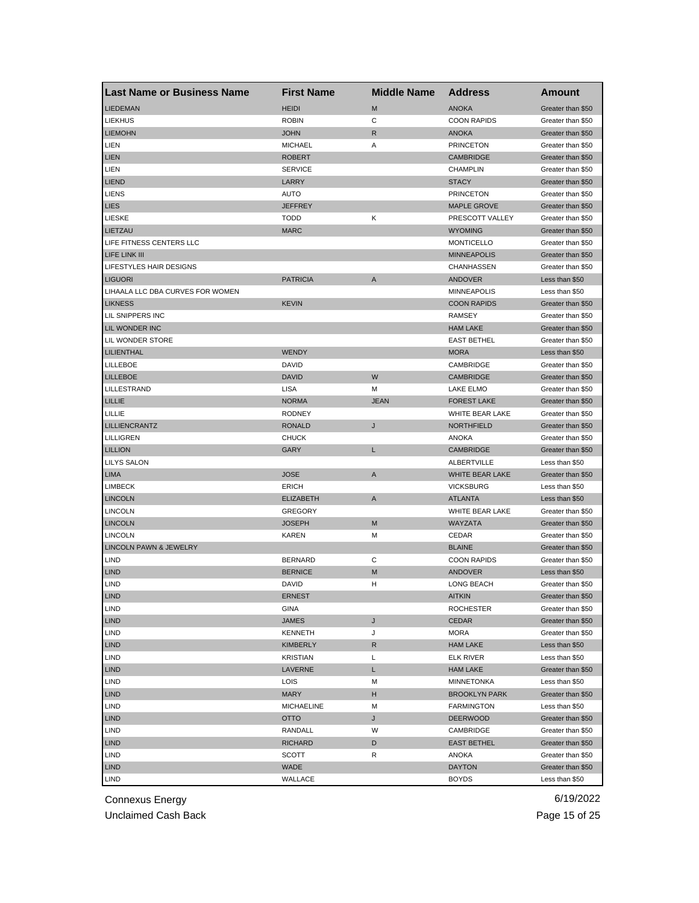| Last Name or Business Name | First Name | Middle Name | Address | Amount |
|---|---|---|---|---|
| LIEDEMAN | HEIDI | M | ANOKA | Greater than $50 |
| LIEKHUS | ROBIN | C | COON RAPIDS | Greater than $50 |
| LIEMOHN | JOHN | R | ANOKA | Greater than $50 |
| LIEN | MICHAEL | A | PRINCETON | Greater than $50 |
| LIEN | ROBERT | | CAMBRIDGE | Greater than $50 |
| LIEN | SERVICE | | CHAMPLIN | Greater than $50 |
| LIEND | LARRY | | STACY | Greater than $50 |
| LIENS | AUTO | | PRINCETON | Greater than $50 |
| LIES | JEFFREY | | MAPLE GROVE | Greater than $50 |
| LIESKE | TODD | K | PRESCOTT VALLEY | Greater than $50 |
| LIETZAU | MARC | | WYOMING | Greater than $50 |
| LIFE FITNESS CENTERS LLC | | | MONTICELLO | Greater than $50 |
| LIFE LINK III | | | MINNEAPOLIS | Greater than $50 |
| LIFESTYLES HAIR DESIGNS | | | CHANHASSEN | Greater than $50 |
| LIGUORI | PATRICIA | A | ANDOVER | Less than $50 |
| LIHAALA LLC DBA CURVES FOR WOMEN | | | MINNEAPOLIS | Less than $50 |
| LIKNESS | KEVIN | | COON RAPIDS | Greater than $50 |
| LIL SNIPPERS INC | | | RAMSEY | Greater than $50 |
| LIL WONDER INC | | | HAM LAKE | Greater than $50 |
| LIL WONDER STORE | | | EAST BETHEL | Greater than $50 |
| LILIENTHAL | WENDY | | MORA | Less than $50 |
| LILLEBOE | DAVID | | CAMBRIDGE | Greater than $50 |
| LILLEBOE | DAVID | W | CAMBRIDGE | Greater than $50 |
| LILLESTRAND | LISA | M | LAKE ELMO | Greater than $50 |
| LILLIE | NORMA | JEAN | FOREST LAKE | Greater than $50 |
| LILLIE | RODNEY | | WHITE BEAR LAKE | Greater than $50 |
| LILLIENCRANTZ | RONALD | J | NORTHFIELD | Greater than $50 |
| LILLIGREN | CHUCK | | ANOKA | Greater than $50 |
| LILLION | GARY | L | CAMBRIDGE | Greater than $50 |
| LILYS SALON | | | ALBERTVILLE | Less than $50 |
| LIMA | JOSE | A | WHITE BEAR LAKE | Greater than $50 |
| LIMBECK | ERICH | | VICKSBURG | Less than $50 |
| LINCOLN | ELIZABETH | A | ATLANTA | Less than $50 |
| LINCOLN | GREGORY | | WHITE BEAR LAKE | Greater than $50 |
| LINCOLN | JOSEPH | M | WAYZATA | Greater than $50 |
| LINCOLN | KAREN | M | CEDAR | Greater than $50 |
| LINCOLN PAWN & JEWELRY | | | BLAINE | Greater than $50 |
| LIND | BERNARD | C | COON RAPIDS | Greater than $50 |
| LIND | BERNICE | M | ANDOVER | Less than $50 |
| LIND | DAVID | H | LONG BEACH | Greater than $50 |
| LIND | ERNEST | | AITKIN | Greater than $50 |
| LIND | GINA | | ROCHESTER | Greater than $50 |
| LIND | JAMES | J | CEDAR | Greater than $50 |
| LIND | KENNETH | J | MORA | Greater than $50 |
| LIND | KIMBERLY | R | HAM LAKE | Less than $50 |
| LIND | KRISTIAN | L | ELK RIVER | Less than $50 |
| LIND | LAVERNE | L | HAM LAKE | Greater than $50 |
| LIND | LOIS | M | MINNETONKA | Less than $50 |
| LIND | MARY | H | BROOKLYN PARK | Greater than $50 |
| LIND | MICHAELINE | M | FARMINGTON | Less than $50 |
| LIND | OTTO | J | DEERWOOD | Greater than $50 |
| LIND | RANDALL | W | CAMBRIDGE | Greater than $50 |
| LIND | RICHARD | D | EAST BETHEL | Greater than $50 |
| LIND | SCOTT | R | ANOKA | Greater than $50 |
| LIND | WADE | | DAYTON | Greater than $50 |
| LIND | WALLACE | | BOYDS | Less than $50 |

Connexus Energy 6/19/2022

Unclaimed Cash Back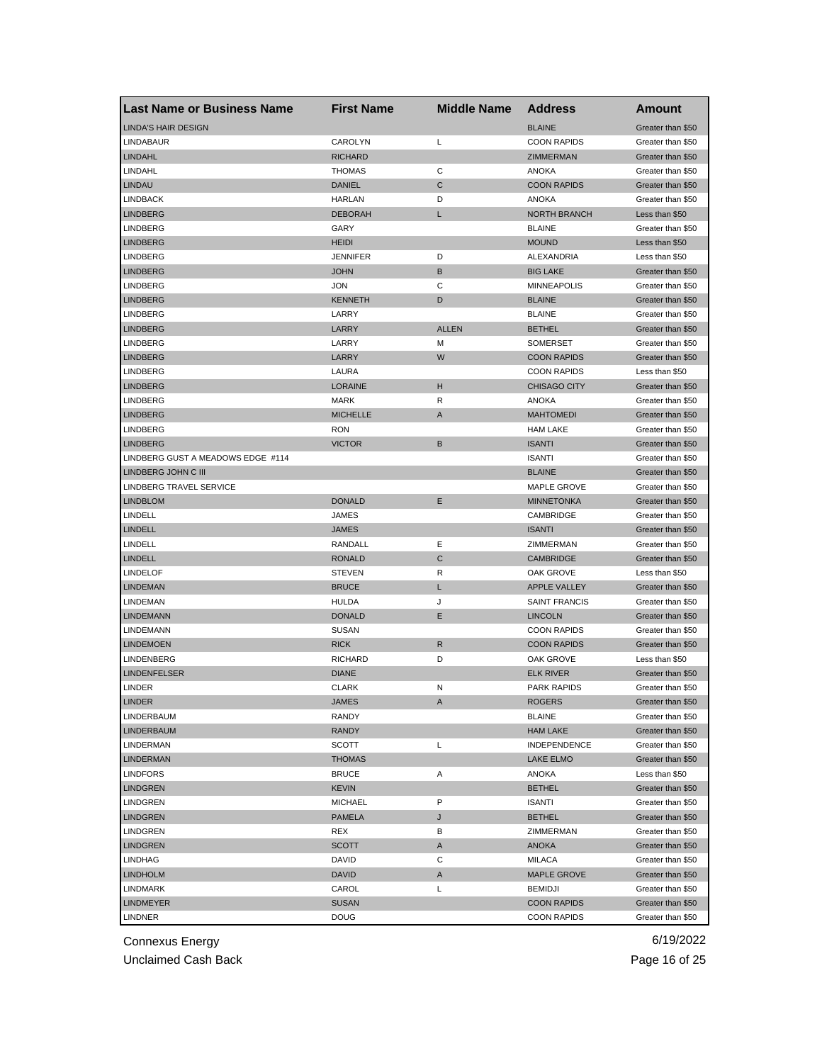| Last Name or Business Name | First Name | Middle Name | Address | Amount |
| --- | --- | --- | --- | --- |
| LINDA'S HAIR DESIGN | | | BLAINE | Greater than $50 |
| LINDABAUR | CAROLYN | L | COON RAPIDS | Greater than $50 |
| LINDAHL | RICHARD | | ZIMMERMAN | Greater than $50 |
| LINDAHL | THOMAS | C | ANOKA | Greater than $50 |
| LINDAU | DANIEL | C | COON RAPIDS | Greater than $50 |
| LINDBACK | HARLAN | D | ANOKA | Greater than $50 |
| LINDBERG | DEBORAH | L | NORTH BRANCH | Less than $50 |
| LINDBERG | GARY | | BLAINE | Greater than $50 |
| LINDBERG | HEIDI | | MOUND | Less than $50 |
| LINDBERG | JENNIFER | D | ALEXANDRIA | Less than $50 |
| LINDBERG | JOHN | B | BIG LAKE | Greater than $50 |
| LINDBERG | JON | C | MINNEAPOLIS | Greater than $50 |
| LINDBERG | KENNETH | D | BLAINE | Greater than $50 |
| LINDBERG | LARRY | | BLAINE | Greater than $50 |
| LINDBERG | LARRY | ALLEN | BETHEL | Greater than $50 |
| LINDBERG | LARRY | M | SOMERSET | Greater than $50 |
| LINDBERG | LARRY | W | COON RAPIDS | Greater than $50 |
| LINDBERG | LAURA | | COON RAPIDS | Less than $50 |
| LINDBERG | LORAINE | H | CHISAGO CITY | Greater than $50 |
| LINDBERG | MARK | R | ANOKA | Greater than $50 |
| LINDBERG | MICHELLE | A | MAHTOMEDI | Greater than $50 |
| LINDBERG | RON | | HAM LAKE | Greater than $50 |
| LINDBERG | VICTOR | B | ISANTI | Greater than $50 |
| LINDBERG GUST A MEADOWS EDGE #114 | | | ISANTI | Greater than $50 |
| LINDBERG JOHN C III | | | BLAINE | Greater than $50 |
| LINDBERG TRAVEL SERVICE | | | MAPLE GROVE | Greater than $50 |
| LINDBLOM | DONALD | E | MINNETONKA | Greater than $50 |
| LINDELL | JAMES | | CAMBRIDGE | Greater than $50 |
| LINDELL | JAMES | | ISANTI | Greater than $50 |
| LINDELL | RANDALL | E | ZIMMERMAN | Greater than $50 |
| LINDELL | RONALD | C | CAMBRIDGE | Greater than $50 |
| LINDELOF | STEVEN | R | OAK GROVE | Less than $50 |
| LINDEMAN | BRUCE | L | APPLE VALLEY | Greater than $50 |
| LINDEMAN | HULDA | J | SAINT FRANCIS | Greater than $50 |
| LINDEMANN | DONALD | E | LINCOLN | Greater than $50 |
| LINDEMANN | SUSAN | | COON RAPIDS | Greater than $50 |
| LINDEMOEN | RICK | R | COON RAPIDS | Greater than $50 |
| LINDENBERG | RICHARD | D | OAK GROVE | Less than $50 |
| LINDENFELSER | DIANE | | ELK RIVER | Greater than $50 |
| LINDER | CLARK | N | PARK RAPIDS | Greater than $50 |
| LINDER | JAMES | A | ROGERS | Greater than $50 |
| LINDERBAUM | RANDY | | BLAINE | Greater than $50 |
| LINDERBAUM | RANDY | | HAM LAKE | Greater than $50 |
| LINDERMAN | SCOTT | L | INDEPENDENCE | Greater than $50 |
| LINDERMAN | THOMAS | | LAKE ELMO | Greater than $50 |
| LINDFORS | BRUCE | A | ANOKA | Less than $50 |
| LINDGREN | KEVIN | | BETHEL | Greater than $50 |
| LINDGREN | MICHAEL | P | ISANTI | Greater than $50 |
| LINDGREN | PAMELA | J | BETHEL | Greater than $50 |
| LINDGREN | REX | B | ZIMMERMAN | Greater than $50 |
| LINDGREN | SCOTT | A | ANOKA | Greater than $50 |
| LINDHAG | DAVID | C | MILACA | Greater than $50 |
| LINDHOLM | DAVID | A | MAPLE GROVE | Greater than $50 |
| LINDMARK | CAROL | L | BEMIDJI | Greater than $50 |
| LINDMEYER | SUSAN | | COON RAPIDS | Greater than $50 |
| LINDNER | DOUG | | COON RAPIDS | Greater than $50 |

Connexus Energy
Unclaimed Cash Back

6/19/2022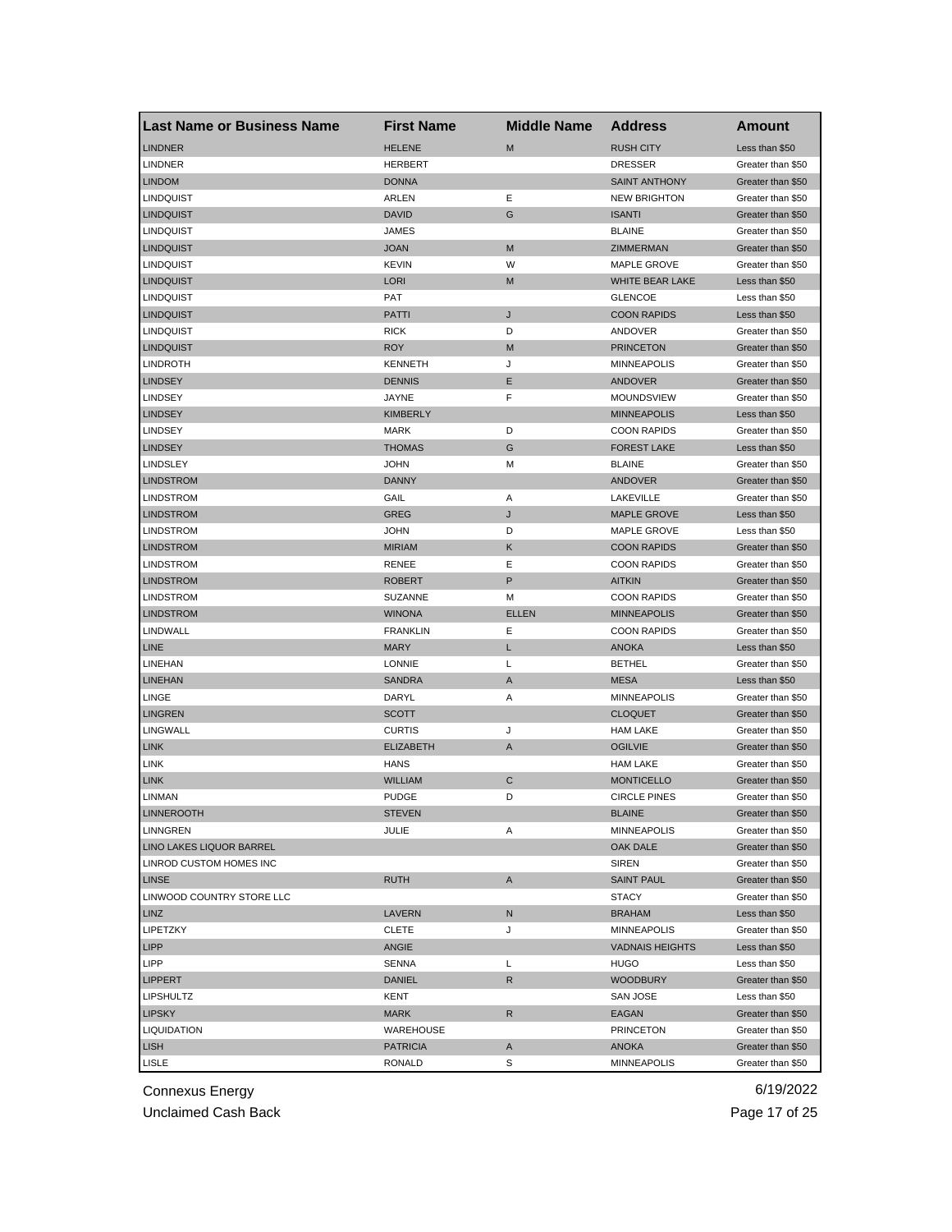| Last Name or Business Name | First Name | Middle Name | Address | Amount |
| --- | --- | --- | --- | --- |
| LINDNER | HELENE | M | RUSH CITY | Less than $50 |
| LINDNER | HERBERT | | DRESSER | Greater than $50 |
| LINDOM | DONNA | | SAINT ANTHONY | Greater than $50 |
| LINDQUIST | ARLEN | E | NEW BRIGHTON | Greater than $50 |
| LINDQUIST | DAVID | G | ISANTI | Greater than $50 |
| LINDQUIST | JAMES | | BLAINE | Greater than $50 |
| LINDQUIST | JOAN | M | ZIMMERMAN | Greater than $50 |
| LINDQUIST | KEVIN | W | MAPLE GROVE | Greater than $50 |
| LINDQUIST | LORI | M | WHITE BEAR LAKE | Less than $50 |
| LINDQUIST | PAT | | GLENCOE | Less than $50 |
| LINDQUIST | PATTI | J | COON RAPIDS | Less than $50 |
| LINDQUIST | RICK | D | ANDOVER | Greater than $50 |
| LINDQUIST | ROY | M | PRINCETON | Greater than $50 |
| LINDROTH | KENNETH | J | MINNEAPOLIS | Greater than $50 |
| LINDSEY | DENNIS | E | ANDOVER | Greater than $50 |
| LINDSEY | JAYNE | F | MOUNDSVIEW | Greater than $50 |
| LINDSEY | KIMBERLY | | MINNEAPOLIS | Less than $50 |
| LINDSEY | MARK | D | COON RAPIDS | Greater than $50 |
| LINDSEY | THOMAS | G | FOREST LAKE | Less than $50 |
| LINDSLEY | JOHN | M | BLAINE | Greater than $50 |
| LINDSTROM | DANNY | | ANDOVER | Greater than $50 |
| LINDSTROM | GAIL | A | LAKEVILLE | Greater than $50 |
| LINDSTROM | GREG | J | MAPLE GROVE | Less than $50 |
| LINDSTROM | JOHN | D | MAPLE GROVE | Less than $50 |
| LINDSTROM | MIRIAM | K | COON RAPIDS | Greater than $50 |
| LINDSTROM | RENEE | E | COON RAPIDS | Greater than $50 |
| LINDSTROM | ROBERT | P | AITKIN | Greater than $50 |
| LINDSTROM | SUZANNE | M | COON RAPIDS | Greater than $50 |
| LINDSTROM | WINONA | ELLEN | MINNEAPOLIS | Greater than $50 |
| LINDWALL | FRANKLIN | E | COON RAPIDS | Greater than $50 |
| LINE | MARY | L | ANOKA | Less than $50 |
| LINEHAN | LONNIE | L | BETHEL | Greater than $50 |
| LINEHAN | SANDRA | A | MESA | Less than $50 |
| LINGE | DARYL | A | MINNEAPOLIS | Greater than $50 |
| LINGREN | SCOTT | | CLOQUET | Greater than $50 |
| LINGWALL | CURTIS | J | HAM LAKE | Greater than $50 |
| LINK | ELIZABETH | A | OGILVIE | Greater than $50 |
| LINK | HANS | | HAM LAKE | Greater than $50 |
| LINK | WILLIAM | C | MONTICELLO | Greater than $50 |
| LINMAN | PUDGE | D | CIRCLE PINES | Greater than $50 |
| LINNEROOTH | STEVEN | | BLAINE | Greater than $50 |
| LINNGREN | JULIE | A | MINNEAPOLIS | Greater than $50 |
| LINO LAKES LIQUOR BARREL | | | OAK DALE | Greater than $50 |
| LINROD CUSTOM HOMES INC | | | SIREN | Greater than $50 |
| LINSE | RUTH | A | SAINT PAUL | Greater than $50 |
| LINWOOD COUNTRY STORE LLC | | | STACY | Greater than $50 |
| LINZ | LAVERN | N | BRAHAM | Less than $50 |
| LIPETZKY | CLETE | J | MINNEAPOLIS | Greater than $50 |
| LIPP | ANGIE | | VADNAIS HEIGHTS | Less than $50 |
| LIPP | SENNA | L | HUGO | Less than $50 |
| LIPPERT | DANIEL | R | WOODBURY | Greater than $50 |
| LIPSHULTZ | KENT | | SAN JOSE | Less than $50 |
| LIPSKY | MARK | R | EAGAN | Greater than $50 |
| LIQUIDATION | WAREHOUSE | | PRINCETON | Greater than $50 |
| LISH | PATRICIA | A | ANOKA | Greater than $50 |
| LISLE | RONALD | S | MINNEAPOLIS | Greater than $50 |

Connexus Energy
Unclaimed Cash Back
6/19/2022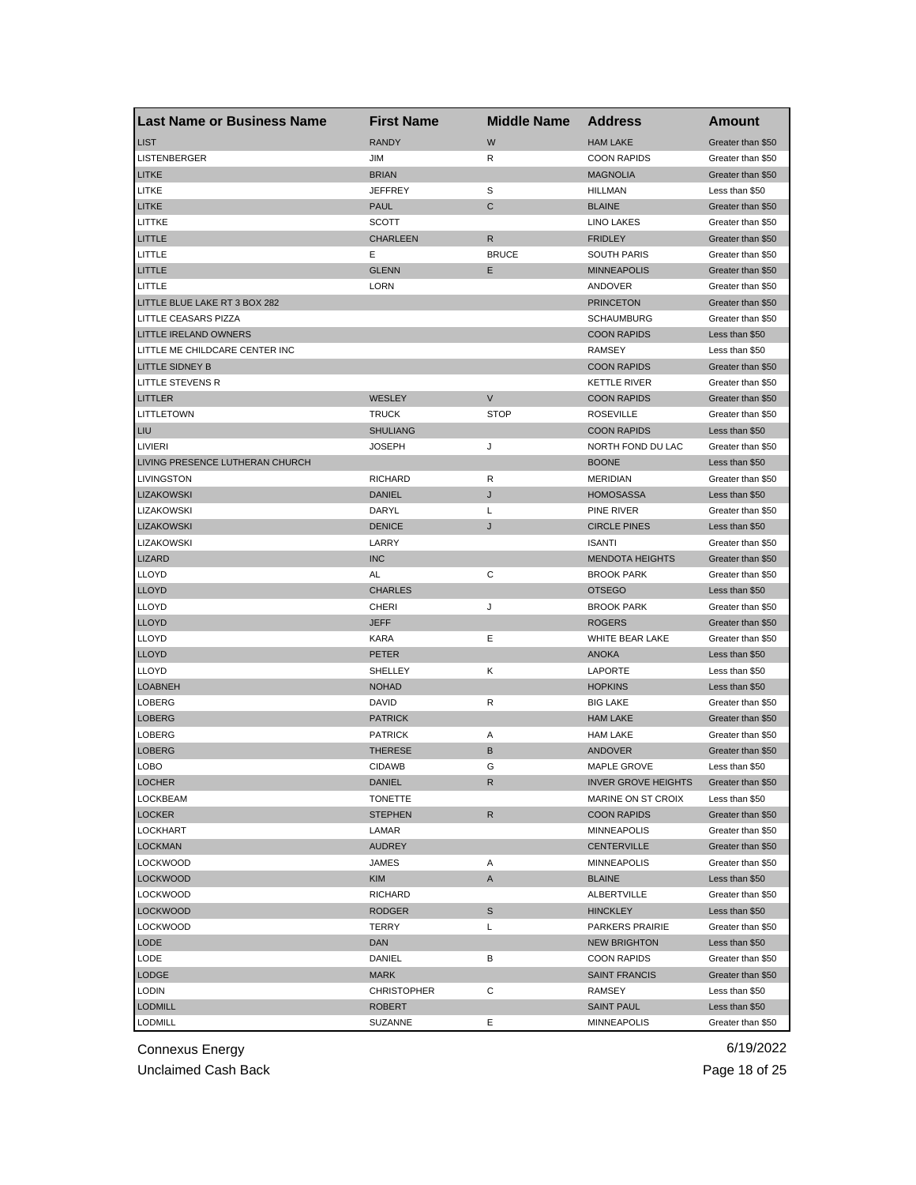| Last Name or Business Name | First Name | Middle Name | Address | Amount |
| --- | --- | --- | --- | --- |
| LIST | RANDY | W | HAM LAKE | Greater than $50 |
| LISTENBERGER | JIM | R | COON RAPIDS | Greater than $50 |
| LITKE | BRIAN | | MAGNOLIA | Greater than $50 |
| LITKE | JEFFREY | S | HILLMAN | Less than $50 |
| LITKE | PAUL | C | BLAINE | Greater than $50 |
| LITTKE | SCOTT | | LINO LAKES | Greater than $50 |
| LITTLE | CHARLEEN | R | FRIDLEY | Greater than $50 |
| LITTLE | E | BRUCE | SOUTH PARIS | Greater than $50 |
| LITTLE | GLENN | E | MINNEAPOLIS | Greater than $50 |
| LITTLE | LORN | | ANDOVER | Greater than $50 |
| LITTLE BLUE LAKE RT 3 BOX 282 | | | PRINCETON | Greater than $50 |
| LITTLE CEASARS PIZZA | | | SCHAUMBURG | Greater than $50 |
| LITTLE IRELAND OWNERS | | | COON RAPIDS | Less than $50 |
| LITTLE ME CHILDCARE CENTER INC | | | RAMSEY | Less than $50 |
| LITTLE SIDNEY B | | | COON RAPIDS | Greater than $50 |
| LITTLE STEVENS R | | | KETTLE RIVER | Greater than $50 |
| LITTLER | WESLEY | V | COON RAPIDS | Greater than $50 |
| LITTLETOWN | TRUCK | STOP | ROSEVILLE | Greater than $50 |
| LIU | SHULIANG | | COON RAPIDS | Less than $50 |
| LIVIERI | JOSEPH | J | NORTH FOND DU LAC | Greater than $50 |
| LIVING PRESENCE LUTHERAN CHURCH | | | BOONE | Less than $50 |
| LIVINGSTON | RICHARD | R | MERIDIAN | Greater than $50 |
| LIZAKOWSKI | DANIEL | J | HOMOSASSA | Less than $50 |
| LIZAKOWSKI | DARYL | L | PINE RIVER | Greater than $50 |
| LIZAKOWSKI | DENICE | J | CIRCLE PINES | Less than $50 |
| LIZAKOWSKI | LARRY | | ISANTI | Greater than $50 |
| LIZARD | INC | | MENDOTA HEIGHTS | Greater than $50 |
| LLOYD | AL | C | BROOK PARK | Greater than $50 |
| LLOYD | CHARLES | | OTSEGO | Less than $50 |
| LLOYD | CHERI | J | BROOK PARK | Greater than $50 |
| LLOYD | JEFF | | ROGERS | Greater than $50 |
| LLOYD | KARA | E | WHITE BEAR LAKE | Greater than $50 |
| LLOYD | PETER | | ANOKA | Less than $50 |
| LLOYD | SHELLEY | K | LAPORTE | Less than $50 |
| LOABNEH | NOHAD | | HOPKINS | Less than $50 |
| LOBERG | DAVID | R | BIG LAKE | Greater than $50 |
| LOBERG | PATRICK | | HAM LAKE | Greater than $50 |
| LOBERG | PATRICK | A | HAM LAKE | Greater than $50 |
| LOBERG | THERESE | B | ANDOVER | Greater than $50 |
| LOBO | CIDAWB | G | MAPLE GROVE | Less than $50 |
| LOCHER | DANIEL | R | INVER GROVE HEIGHTS | Greater than $50 |
| LOCKBEAM | TONETTE | | MARINE ON ST CROIX | Less than $50 |
| LOCKER | STEPHEN | R | COON RAPIDS | Greater than $50 |
| LOCKHART | LAMAR | | MINNEAPOLIS | Greater than $50 |
| LOCKMAN | AUDREY | | CENTERVILLE | Greater than $50 |
| LOCKWOOD | JAMES | A | MINNEAPOLIS | Greater than $50 |
| LOCKWOOD | KIM | A | BLAINE | Less than $50 |
| LOCKWOOD | RICHARD | | ALBERTVILLE | Greater than $50 |
| LOCKWOOD | RODGER | S | HINCKLEY | Less than $50 |
| LOCKWOOD | TERRY | L | PARKERS PRAIRIE | Greater than $50 |
| LODE | DAN | | NEW BRIGHTON | Less than $50 |
| LODE | DANIEL | B | COON RAPIDS | Greater than $50 |
| LODGE | MARK | | SAINT FRANCIS | Greater than $50 |
| LODIN | CHRISTOPHER | C | RAMSEY | Less than $50 |
| LODMILL | ROBERT | | SAINT PAUL | Less than $50 |
| LODMILL | SUZANNE | E | MINNEAPOLIS | Greater than $50 |

Connexus Energy
Unclaimed Cash Back
6/19/2022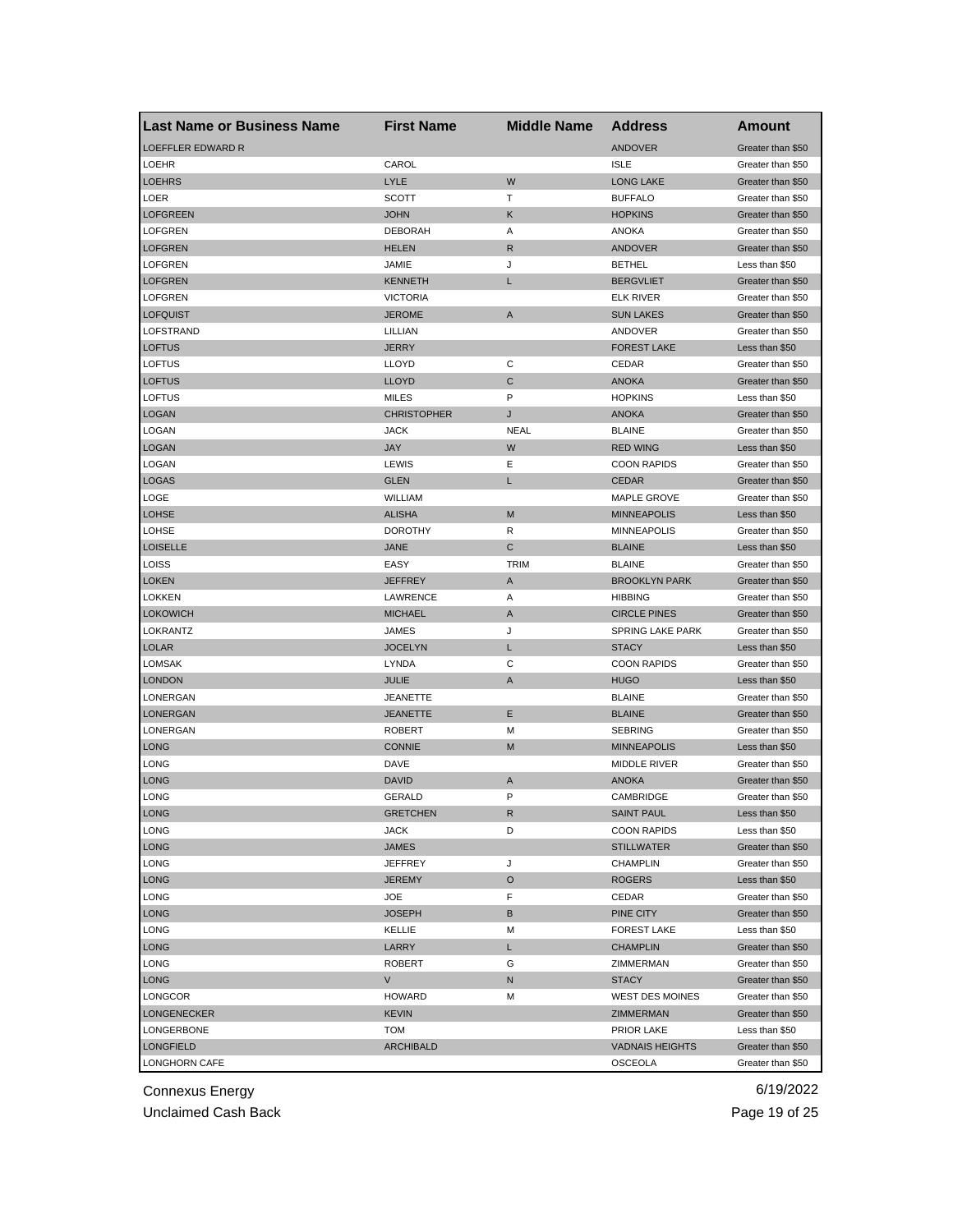| Last Name or Business Name | First Name | Middle Name | Address | Amount |
|---|---|---|---|---|
| LOEFFLER EDWARD R | | | ANDOVER | Greater than $50 |
| LOEHR | CAROL | | ISLE | Greater than $50 |
| LOEHRS | LYLE | W | LONG LAKE | Greater than $50 |
| LOER | SCOTT | T | BUFFALO | Greater than $50 |
| LOFGREEN | JOHN | K | HOPKINS | Greater than $50 |
| LOFGREN | DEBORAH | A | ANOKA | Greater than $50 |
| LOFGREN | HELEN | R | ANDOVER | Greater than $50 |
| LOFGREN | JAMIE | J | BETHEL | Less than $50 |
| LOFGREN | KENNETH | L | BERGVLIET | Greater than $50 |
| LOFGREN | VICTORIA | | ELK RIVER | Greater than $50 |
| LOFQUIST | JEROME | A | SUN LAKES | Greater than $50 |
| LOFSTRAND | LILLIAN | | ANDOVER | Greater than $50 |
| LOFTUS | JERRY | | FOREST LAKE | Less than $50 |
| LOFTUS | LLOYD | C | CEDAR | Greater than $50 |
| LOFTUS | LLOYD | C | ANOKA | Greater than $50 |
| LOFTUS | MILES | P | HOPKINS | Less than $50 |
| LOGAN | CHRISTOPHER | J | ANOKA | Greater than $50 |
| LOGAN | JACK | NEAL | BLAINE | Greater than $50 |
| LOGAN | JAY | W | RED WING | Less than $50 |
| LOGAN | LEWIS | E | COON RAPIDS | Greater than $50 |
| LOGAS | GLEN | L | CEDAR | Greater than $50 |
| LOGE | WILLIAM | | MAPLE GROVE | Greater than $50 |
| LOHSE | ALISHA | M | MINNEAPOLIS | Less than $50 |
| LOHSE | DOROTHY | R | MINNEAPOLIS | Greater than $50 |
| LOISELLE | JANE | C | BLAINE | Less than $50 |
| LOISS | EASY | TRIM | BLAINE | Greater than $50 |
| LOKEN | JEFFREY | A | BROOKLYN PARK | Greater than $50 |
| LOKKEN | LAWRENCE | A | HIBBING | Greater than $50 |
| LOKOWICH | MICHAEL | A | CIRCLE PINES | Greater than $50 |
| LOKRANTZ | JAMES | J | SPRING LAKE PARK | Greater than $50 |
| LOLAR | JOCELYN | L | STACY | Less than $50 |
| LOMSAK | LYNDA | C | COON RAPIDS | Greater than $50 |
| LONDON | JULIE | A | HUGO | Less than $50 |
| LONERGAN | JEANETTE | | BLAINE | Greater than $50 |
| LONERGAN | JEANETTE | E | BLAINE | Greater than $50 |
| LONERGAN | ROBERT | M | SEBRING | Greater than $50 |
| LONG | CONNIE | M | MINNEAPOLIS | Less than $50 |
| LONG | DAVE | | MIDDLE RIVER | Greater than $50 |
| LONG | DAVID | A | ANOKA | Greater than $50 |
| LONG | GERALD | P | CAMBRIDGE | Greater than $50 |
| LONG | GRETCHEN | R | SAINT PAUL | Less than $50 |
| LONG | JACK | D | COON RAPIDS | Less than $50 |
| LONG | JAMES | | STILLWATER | Greater than $50 |
| LONG | JEFFREY | J | CHAMPLIN | Greater than $50 |
| LONG | JEREMY | O | ROGERS | Less than $50 |
| LONG | JOE | F | CEDAR | Greater than $50 |
| LONG | JOSEPH | B | PINE CITY | Greater than $50 |
| LONG | KELLIE | M | FOREST LAKE | Less than $50 |
| LONG | LARRY | L | CHAMPLIN | Greater than $50 |
| LONG | ROBERT | G | ZIMMERMAN | Greater than $50 |
| LONG | V | N | STACY | Greater than $50 |
| LONGCOR | HOWARD | M | WEST DES MOINES | Greater than $50 |
| LONGENECKER | KEVIN | | ZIMMERMAN | Greater than $50 |
| LONGERBONE | TOM | | PRIOR LAKE | Less than $50 |
| LONGFIELD | ARCHIBALD | | VADNAIS HEIGHTS | Greater than $50 |
| LONGHORN CAFE | | | OSCEOLA | Greater than $50 |

Connexus Energy
Unclaimed Cash Back

6/19/2022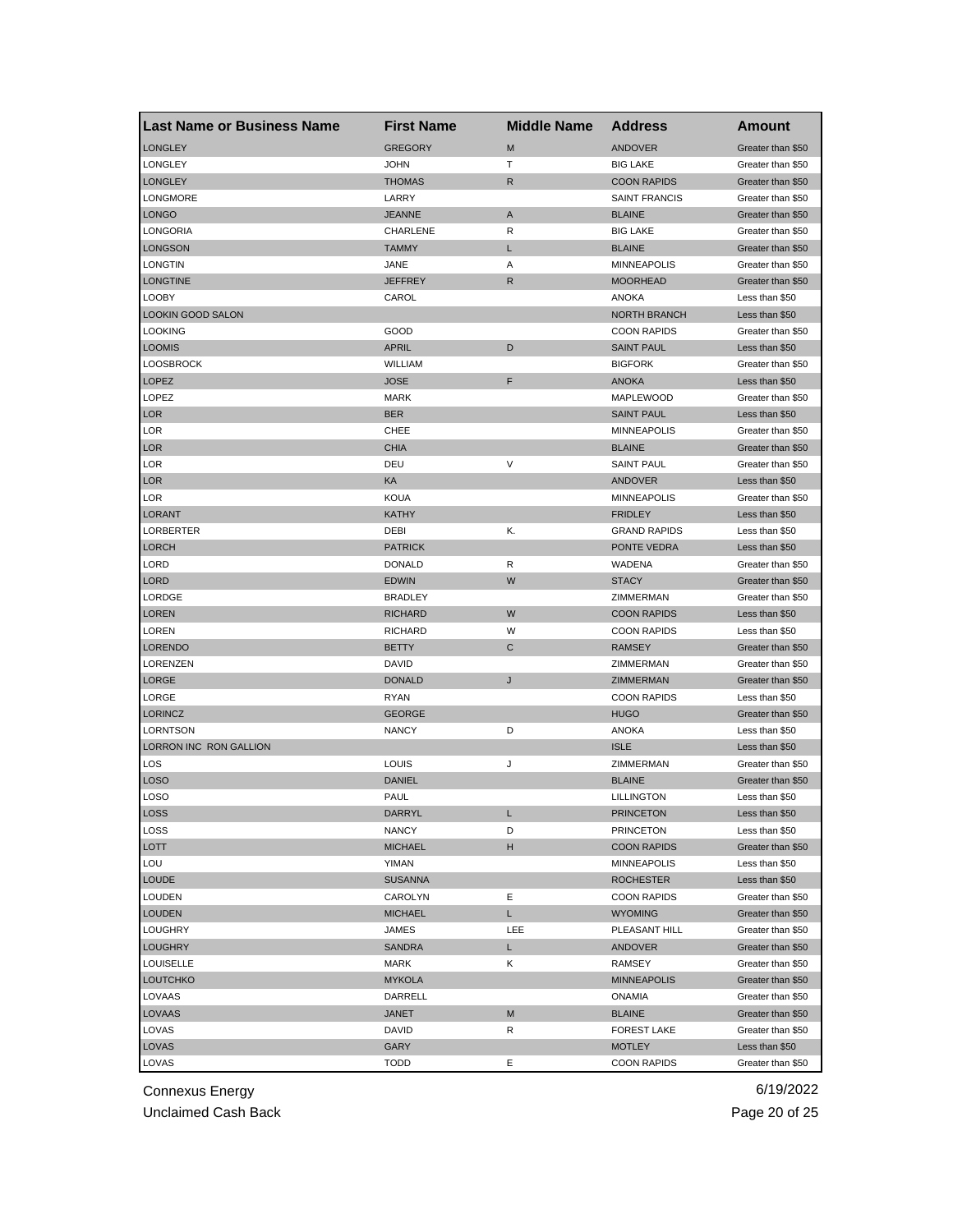| Last Name or Business Name | First Name | Middle Name | Address | Amount |
|---|---|---|---|---|
| LONGLEY | GREGORY | M | ANDOVER | Greater than $50 |
| LONGLEY | JOHN | T | BIG LAKE | Greater than $50 |
| LONGLEY | THOMAS | R | COON RAPIDS | Greater than $50 |
| LONGMORE | LARRY | | SAINT FRANCIS | Greater than $50 |
| LONGO | JEANNE | A | BLAINE | Greater than $50 |
| LONGORIA | CHARLENE | R | BIG LAKE | Greater than $50 |
| LONGSON | TAMMY | L | BLAINE | Greater than $50 |
| LONGTIN | JANE | A | MINNEAPOLIS | Greater than $50 |
| LONGTINE | JEFFREY | R | MOORHEAD | Greater than $50 |
| LOOBY | CAROL | | ANOKA | Less than $50 |
| LOOKIN GOOD SALON | | | NORTH BRANCH | Less than $50 |
| LOOKING | GOOD | | COON RAPIDS | Greater than $50 |
| LOOMIS | APRIL | D | SAINT PAUL | Less than $50 |
| LOOSBROCK | WILLIAM | | BIGFORK | Greater than $50 |
| LOPEZ | JOSE | F | ANOKA | Less than $50 |
| LOPEZ | MARK | | MAPLEWOOD | Greater than $50 |
| LOR | BER | | SAINT PAUL | Less than $50 |
| LOR | CHEE | | MINNEAPOLIS | Greater than $50 |
| LOR | CHIA | | BLAINE | Greater than $50 |
| LOR | DEU | V | SAINT PAUL | Greater than $50 |
| LOR | KA | | ANDOVER | Less than $50 |
| LOR | KOUA | | MINNEAPOLIS | Greater than $50 |
| LORANT | KATHY | | FRIDLEY | Less than $50 |
| LORBERTER | DEBI | K. | GRAND RAPIDS | Less than $50 |
| LORCH | PATRICK | | PONTE VEDRA | Less than $50 |
| LORD | DONALD | R | WADENA | Greater than $50 |
| LORD | EDWIN | W | STACY | Greater than $50 |
| LORDGE | BRADLEY | | ZIMMERMAN | Greater than $50 |
| LOREN | RICHARD | W | COON RAPIDS | Less than $50 |
| LOREN | RICHARD | W | COON RAPIDS | Less than $50 |
| LORENDO | BETTY | C | RAMSEY | Greater than $50 |
| LORENZEN | DAVID | | ZIMMERMAN | Greater than $50 |
| LORGE | DONALD | J | ZIMMERMAN | Greater than $50 |
| LORGE | RYAN | | COON RAPIDS | Less than $50 |
| LORINCZ | GEORGE | | HUGO | Greater than $50 |
| LORNTSON | NANCY | D | ANOKA | Less than $50 |
| LORRON INC RON GALLION | | | ISLE | Less than $50 |
| LOS | LOUIS | J | ZIMMERMAN | Greater than $50 |
| LOSO | DANIEL | | BLAINE | Greater than $50 |
| LOSO | PAUL | | LILLINGTON | Less than $50 |
| LOSS | DARRYL | L | PRINCETON | Less than $50 |
| LOSS | NANCY | D | PRINCETON | Less than $50 |
| LOTT | MICHAEL | H | COON RAPIDS | Greater than $50 |
| LOU | YIMAN | | MINNEAPOLIS | Less than $50 |
| LOUDE | SUSANNA | | ROCHESTER | Less than $50 |
| LOUDEN | CAROLYN | E | COON RAPIDS | Greater than $50 |
| LOUDEN | MICHAEL | L | WYOMING | Greater than $50 |
| LOUGHRY | JAMES | LEE | PLEASANT HILL | Greater than $50 |
| LOUGHRY | SANDRA | L | ANDOVER | Greater than $50 |
| LOUISELLE | MARK | K | RAMSEY | Greater than $50 |
| LOUTCHKO | MYKOLA | | MINNEAPOLIS | Greater than $50 |
| LOVAAS | DARRELL | | ONAMIA | Greater than $50 |
| LOVAAS | JANET | M | BLAINE | Greater than $50 |
| LOVAS | DAVID | R | FOREST LAKE | Greater than $50 |
| LOVAS | GARY | | MOTLEY | Less than $50 |
| LOVAS | TODD | E | COON RAPIDS | Greater than $50 |

Connexus Energy
Unclaimed Cash Back
6/19/2022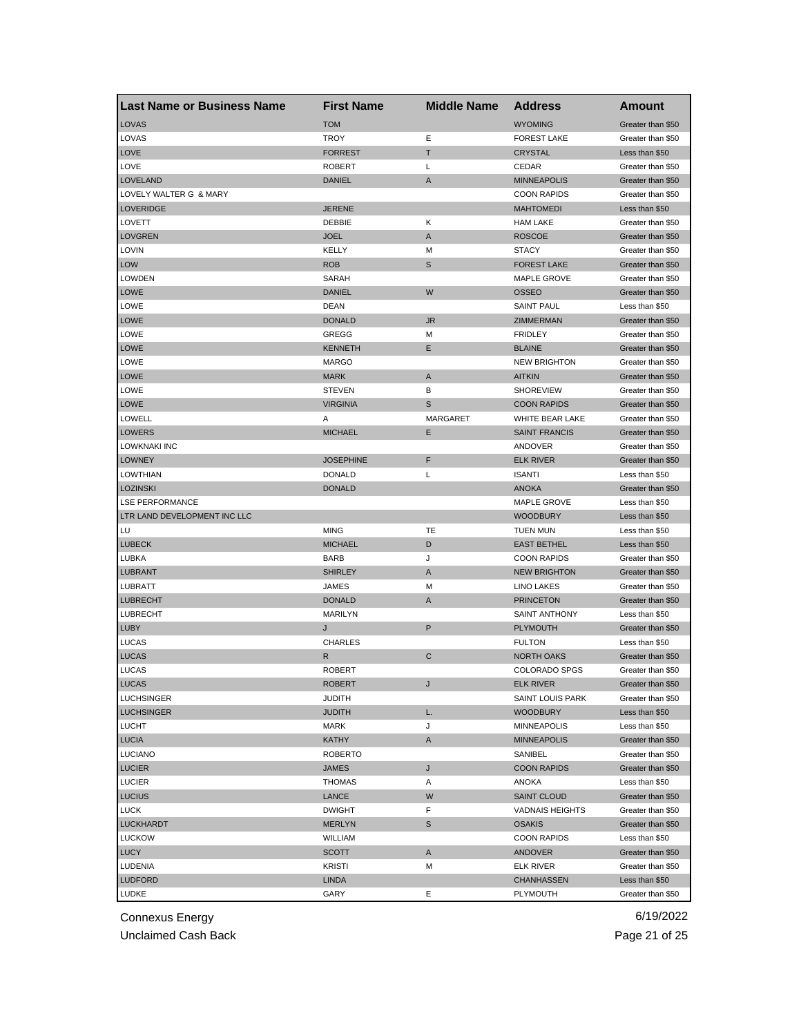| Last Name or Business Name | First Name | Middle Name | Address | Amount |
|---|---|---|---|---|
| LOVAS | TOM | | WYOMING | Greater than $50 |
| LOVAS | TROY | E | FOREST LAKE | Greater than $50 |
| LOVE | FORREST | T | CRYSTAL | Less than $50 |
| LOVE | ROBERT | L | CEDAR | Greater than $50 |
| LOVELAND | DANIEL | A | MINNEAPOLIS | Greater than $50 |
| LOVELY WALTER G & MARY | | | COON RAPIDS | Greater than $50 |
| LOVERIDGE | JERENE | | MAHTOMEDI | Less than $50 |
| LOVETT | DEBBIE | K | HAM LAKE | Greater than $50 |
| LOVGREN | JOEL | A | ROSCOE | Greater than $50 |
| LOVIN | KELLY | M | STACY | Greater than $50 |
| LOW | ROB | S | FOREST LAKE | Greater than $50 |
| LOWDEN | SARAH | | MAPLE GROVE | Greater than $50 |
| LOWE | DANIEL | W | OSSEO | Greater than $50 |
| LOWE | DEAN | | SAINT PAUL | Less than $50 |
| LOWE | DONALD | JR | ZIMMERMAN | Greater than $50 |
| LOWE | GREGG | M | FRIDLEY | Greater than $50 |
| LOWE | KENNETH | E | BLAINE | Greater than $50 |
| LOWE | MARGO | | NEW BRIGHTON | Greater than $50 |
| LOWE | MARK | A | AITKIN | Greater than $50 |
| LOWE | STEVEN | B | SHOREVIEW | Greater than $50 |
| LOWE | VIRGINIA | S | COON RAPIDS | Greater than $50 |
| LOWELL | A | MARGARET | WHITE BEAR LAKE | Greater than $50 |
| LOWERS | MICHAEL | E | SAINT FRANCIS | Greater than $50 |
| LOWKNAKI INC | | | ANDOVER | Greater than $50 |
| LOWNEY | JOSEPHINE | F | ELK RIVER | Greater than $50 |
| LOWTHIAN | DONALD | L | ISANTI | Less than $50 |
| LOZINSKI | DONALD | | ANOKA | Greater than $50 |
| LSE PERFORMANCE | | | MAPLE GROVE | Less than $50 |
| LTR LAND DEVELOPMENT INC LLC | | | WOODBURY | Less than $50 |
| LU | MING | TE | TUEN MUN | Less than $50 |
| LUBECK | MICHAEL | D | EAST BETHEL | Less than $50 |
| LUBKA | BARB | J | COON RAPIDS | Greater than $50 |
| LUBRANT | SHIRLEY | A | NEW BRIGHTON | Greater than $50 |
| LUBRATT | JAMES | M | LINO LAKES | Greater than $50 |
| LUBRECHT | DONALD | A | PRINCETON | Greater than $50 |
| LUBRECHT | MARILYN | | SAINT ANTHONY | Less than $50 |
| LUBY | J | P | PLYMOUTH | Greater than $50 |
| LUCAS | CHARLES | | FULTON | Less than $50 |
| LUCAS | R | C | NORTH OAKS | Greater than $50 |
| LUCAS | ROBERT | | COLORADO SPGS | Greater than $50 |
| LUCAS | ROBERT | J | ELK RIVER | Greater than $50 |
| LUCHSINGER | JUDITH | | SAINT LOUIS PARK | Greater than $50 |
| LUCHSINGER | JUDITH | L. | WOODBURY | Less than $50 |
| LUCHT | MARK | J | MINNEAPOLIS | Less than $50 |
| LUCIA | KATHY | A | MINNEAPOLIS | Greater than $50 |
| LUCIANO | ROBERTO | | SANIBEL | Greater than $50 |
| LUCIER | JAMES | J | COON RAPIDS | Greater than $50 |
| LUCIER | THOMAS | A | ANOKA | Less than $50 |
| LUCIUS | LANCE | W | SAINT CLOUD | Greater than $50 |
| LUCK | DWIGHT | F | VADNAIS HEIGHTS | Greater than $50 |
| LUCKHARDT | MERLYN | S | OSAKIS | Greater than $50 |
| LUCKOW | WILLIAM | | COON RAPIDS | Less than $50 |
| LUCY | SCOTT | A | ANDOVER | Greater than $50 |
| LUDENIA | KRISTI | M | ELK RIVER | Greater than $50 |
| LUDFORD | LINDA | | CHANHASSEN | Less than $50 |
| LUDKE | GARY | E | PLYMOUTH | Greater than $50 |

Connexus Energy
Unclaimed Cash Back

6/19/2022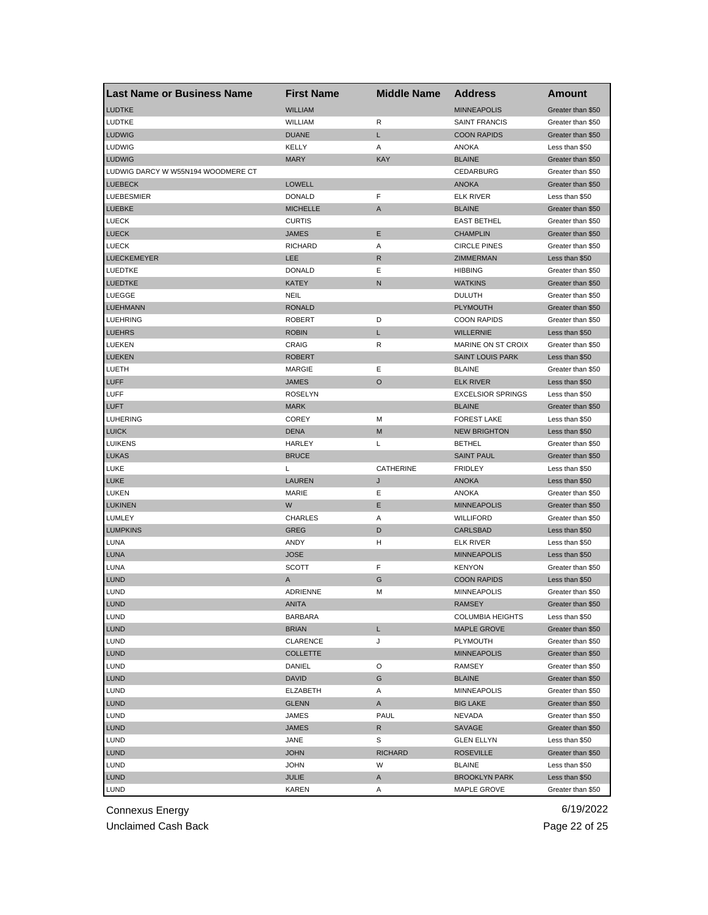| Last Name or Business Name | First Name | Middle Name | Address | Amount |
|---|---|---|---|---|
| LUDTKE | WILLIAM | | MINNEAPOLIS | Greater than $50 |
| LUDTKE | WILLIAM | R | SAINT FRANCIS | Greater than $50 |
| LUDWIG | DUANE | L | COON RAPIDS | Greater than $50 |
| LUDWIG | KELLY | A | ANOKA | Less than $50 |
| LUDWIG | MARY | KAY | BLAINE | Greater than $50 |
| LUDWIG DARCY W W55N194 WOODMERE CT | | | CEDARBURG | Greater than $50 |
| LUEBECK | LOWELL | | ANOKA | Greater than $50 |
| LUEBESMIER | DONALD | F | ELK RIVER | Less than $50 |
| LUEBKE | MICHELLE | A | BLAINE | Greater than $50 |
| LUECK | CURTIS | | EAST BETHEL | Greater than $50 |
| LUECK | JAMES | E | CHAMPLIN | Greater than $50 |
| LUECK | RICHARD | A | CIRCLE PINES | Greater than $50 |
| LUECKEMEYER | LEE | R | ZIMMERMAN | Less than $50 |
| LUEDTKE | DONALD | E | HIBBING | Greater than $50 |
| LUEDTKE | KATEY | N | WATKINS | Greater than $50 |
| LUEGGE | NEIL | | DULUTH | Greater than $50 |
| LUEHMANN | RONALD | | PLYMOUTH | Greater than $50 |
| LUEHRING | ROBERT | D | COON RAPIDS | Greater than $50 |
| LUEHRS | ROBIN | L | WILLERNIE | Less than $50 |
| LUEKEN | CRAIG | R | MARINE ON ST CROIX | Greater than $50 |
| LUEKEN | ROBERT | | SAINT LOUIS PARK | Less than $50 |
| LUETH | MARGIE | E | BLAINE | Greater than $50 |
| LUFF | JAMES | O | ELK RIVER | Less than $50 |
| LUFF | ROSELYN | | EXCELSIOR SPRINGS | Less than $50 |
| LUFT | MARK | | BLAINE | Greater than $50 |
| LUHERING | COREY | M | FOREST LAKE | Less than $50 |
| LUICK | DENA | M | NEW BRIGHTON | Less than $50 |
| LUIKENS | HARLEY | L | BETHEL | Greater than $50 |
| LUKAS | BRUCE | | SAINT PAUL | Greater than $50 |
| LUKE | L | CATHERINE | FRIDLEY | Less than $50 |
| LUKE | LAUREN | J | ANOKA | Less than $50 |
| LUKEN | MARIE | E | ANOKA | Greater than $50 |
| LUKINEN | W | E | MINNEAPOLIS | Greater than $50 |
| LUMLEY | CHARLES | A | WILLIFORD | Greater than $50 |
| LUMPKINS | GREG | D | CARLSBAD | Less than $50 |
| LUNA | ANDY | H | ELK RIVER | Less than $50 |
| LUNA | JOSE | | MINNEAPOLIS | Less than $50 |
| LUNA | SCOTT | F | KENYON | Greater than $50 |
| LUND | A | G | COON RAPIDS | Less than $50 |
| LUND | ADRIENNE | M | MINNEAPOLIS | Greater than $50 |
| LUND | ANITA | | RAMSEY | Greater than $50 |
| LUND | BARBARA | | COLUMBIA HEIGHTS | Less than $50 |
| LUND | BRIAN | L | MAPLE GROVE | Greater than $50 |
| LUND | CLARENCE | J | PLYMOUTH | Greater than $50 |
| LUND | COLLETTE | | MINNEAPOLIS | Greater than $50 |
| LUND | DANIEL | O | RAMSEY | Greater than $50 |
| LUND | DAVID | G | BLAINE | Greater than $50 |
| LUND | ELZABETH | A | MINNEAPOLIS | Greater than $50 |
| LUND | GLENN | A | BIG LAKE | Greater than $50 |
| LUND | JAMES | PAUL | NEVADA | Greater than $50 |
| LUND | JAMES | R | SAVAGE | Greater than $50 |
| LUND | JANE | S | GLEN ELLYN | Less than $50 |
| LUND | JOHN | RICHARD | ROSEVILLE | Greater than $50 |
| LUND | JOHN | W | BLAINE | Less than $50 |
| LUND | JULIE | A | BROOKLYN PARK | Less than $50 |
| LUND | KAREN | A | MAPLE GROVE | Greater than $50 |

Connexus Energy
Unclaimed Cash Back
6/19/2022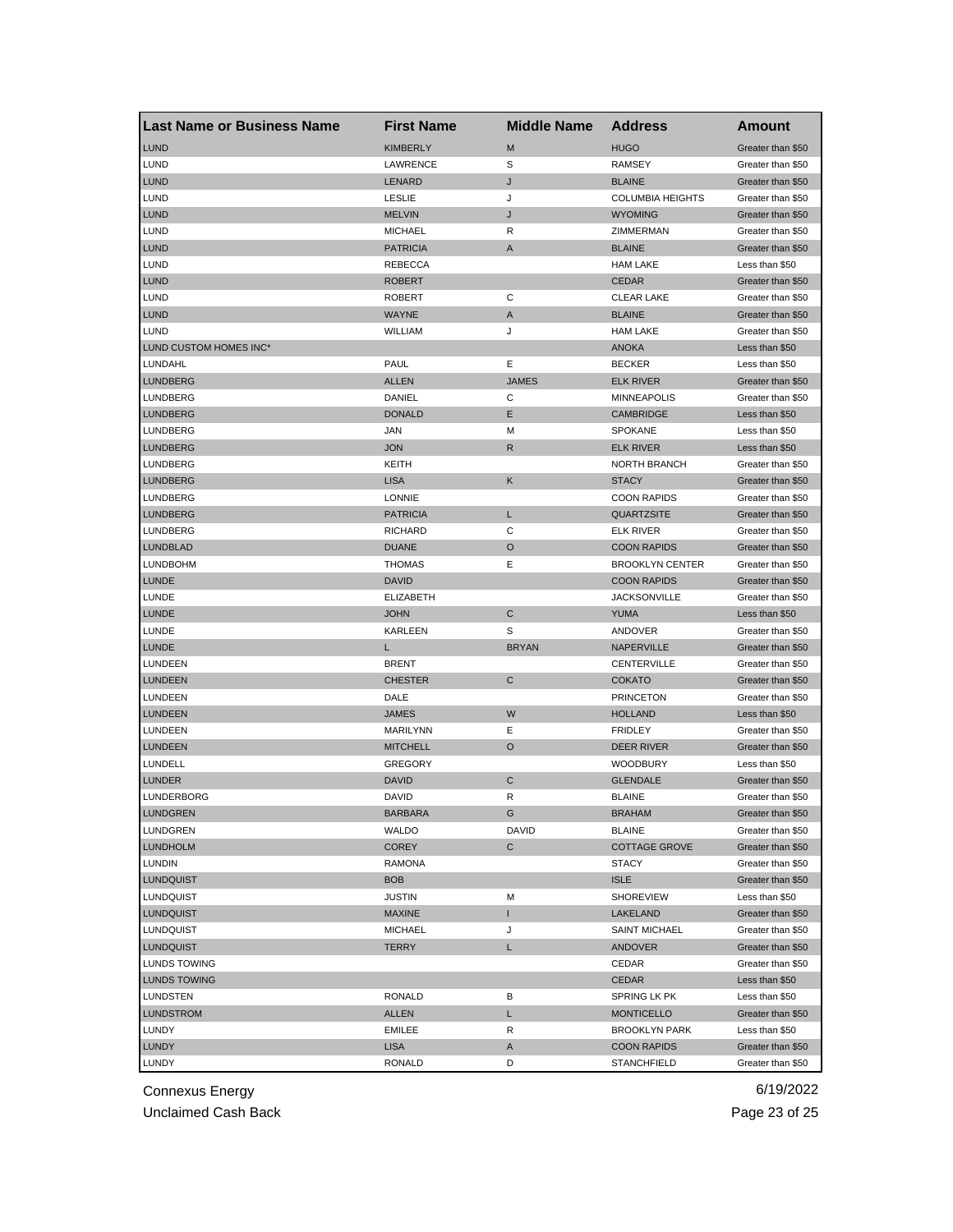| Last Name or Business Name | First Name | Middle Name | Address | Amount |
|---|---|---|---|---|
| LUND | KIMBERLY | M | HUGO | Greater than $50 |
| LUND | LAWRENCE | S | RAMSEY | Greater than $50 |
| LUND | LENARD | J | BLAINE | Greater than $50 |
| LUND | LESLIE | J | COLUMBIA HEIGHTS | Greater than $50 |
| LUND | MELVIN | J | WYOMING | Greater than $50 |
| LUND | MICHAEL | R | ZIMMERMAN | Greater than $50 |
| LUND | PATRICIA | A | BLAINE | Greater than $50 |
| LUND | REBECCA | | HAM LAKE | Less than $50 |
| LUND | ROBERT | | CEDAR | Greater than $50 |
| LUND | ROBERT | C | CLEAR LAKE | Greater than $50 |
| LUND | WAYNE | A | BLAINE | Greater than $50 |
| LUND | WILLIAM | J | HAM LAKE | Greater than $50 |
| LUND CUSTOM HOMES INC* | | | ANOKA | Less than $50 |
| LUNDAHL | PAUL | E | BECKER | Less than $50 |
| LUNDBERG | ALLEN | JAMES | ELK RIVER | Greater than $50 |
| LUNDBERG | DANIEL | C | MINNEAPOLIS | Greater than $50 |
| LUNDBERG | DONALD | E | CAMBRIDGE | Less than $50 |
| LUNDBERG | JAN | M | SPOKANE | Less than $50 |
| LUNDBERG | JON | R | ELK RIVER | Less than $50 |
| LUNDBERG | KEITH | | NORTH BRANCH | Greater than $50 |
| LUNDBERG | LISA | K | STACY | Greater than $50 |
| LUNDBERG | LONNIE | | COON RAPIDS | Greater than $50 |
| LUNDBERG | PATRICIA | L | QUARTZSITE | Greater than $50 |
| LUNDBERG | RICHARD | C | ELK RIVER | Greater than $50 |
| LUNDBLAD | DUANE | O | COON RAPIDS | Greater than $50 |
| LUNDBOHM | THOMAS | E | BROOKLYN CENTER | Greater than $50 |
| LUNDE | DAVID | | COON RAPIDS | Greater than $50 |
| LUNDE | ELIZABETH | | JACKSONVILLE | Greater than $50 |
| LUNDE | JOHN | C | YUMA | Less than $50 |
| LUNDE | KARLEEN | S | ANDOVER | Greater than $50 |
| LUNDE | L | BRYAN | NAPERVILLE | Greater than $50 |
| LUNDEEN | BRENT | | CENTERVILLE | Greater than $50 |
| LUNDEEN | CHESTER | C | COKATO | Greater than $50 |
| LUNDEEN | DALE | | PRINCETON | Greater than $50 |
| LUNDEEN | JAMES | W | HOLLAND | Less than $50 |
| LUNDEEN | MARILYNN | E | FRIDLEY | Greater than $50 |
| LUNDEEN | MITCHELL | O | DEER RIVER | Greater than $50 |
| LUNDELL | GREGORY | | WOODBURY | Less than $50 |
| LUNDER | DAVID | C | GLENDALE | Greater than $50 |
| LUNDERBORG | DAVID | R | BLAINE | Greater than $50 |
| LUNDGREN | BARBARA | G | BRAHAM | Greater than $50 |
| LUNDGREN | WALDO | DAVID | BLAINE | Greater than $50 |
| LUNDHOLM | COREY | C | COTTAGE GROVE | Greater than $50 |
| LUNDIN | RAMONA | | STACY | Greater than $50 |
| LUNDQUIST | BOB | | ISLE | Greater than $50 |
| LUNDQUIST | JUSTIN | M | SHOREVIEW | Less than $50 |
| LUNDQUIST | MAXINE | I | LAKELAND | Greater than $50 |
| LUNDQUIST | MICHAEL | J | SAINT MICHAEL | Greater than $50 |
| LUNDQUIST | TERRY | L | ANDOVER | Greater than $50 |
| LUNDS TOWING | | | CEDAR | Greater than $50 |
| LUNDS TOWING | | | CEDAR | Less than $50 |
| LUNDSTEN | RONALD | B | SPRING LK PK | Less than $50 |
| LUNDSTROM | ALLEN | L | MONTICELLO | Greater than $50 |
| LUNDY | EMILEE | R | BROOKLYN PARK | Less than $50 |
| LUNDY | LISA | A | COON RAPIDS | Greater than $50 |
| LUNDY | RONALD | D | STANCHFIELD | Greater than $50 |

Connexus Energy
Unclaimed Cash Back

6/19/2022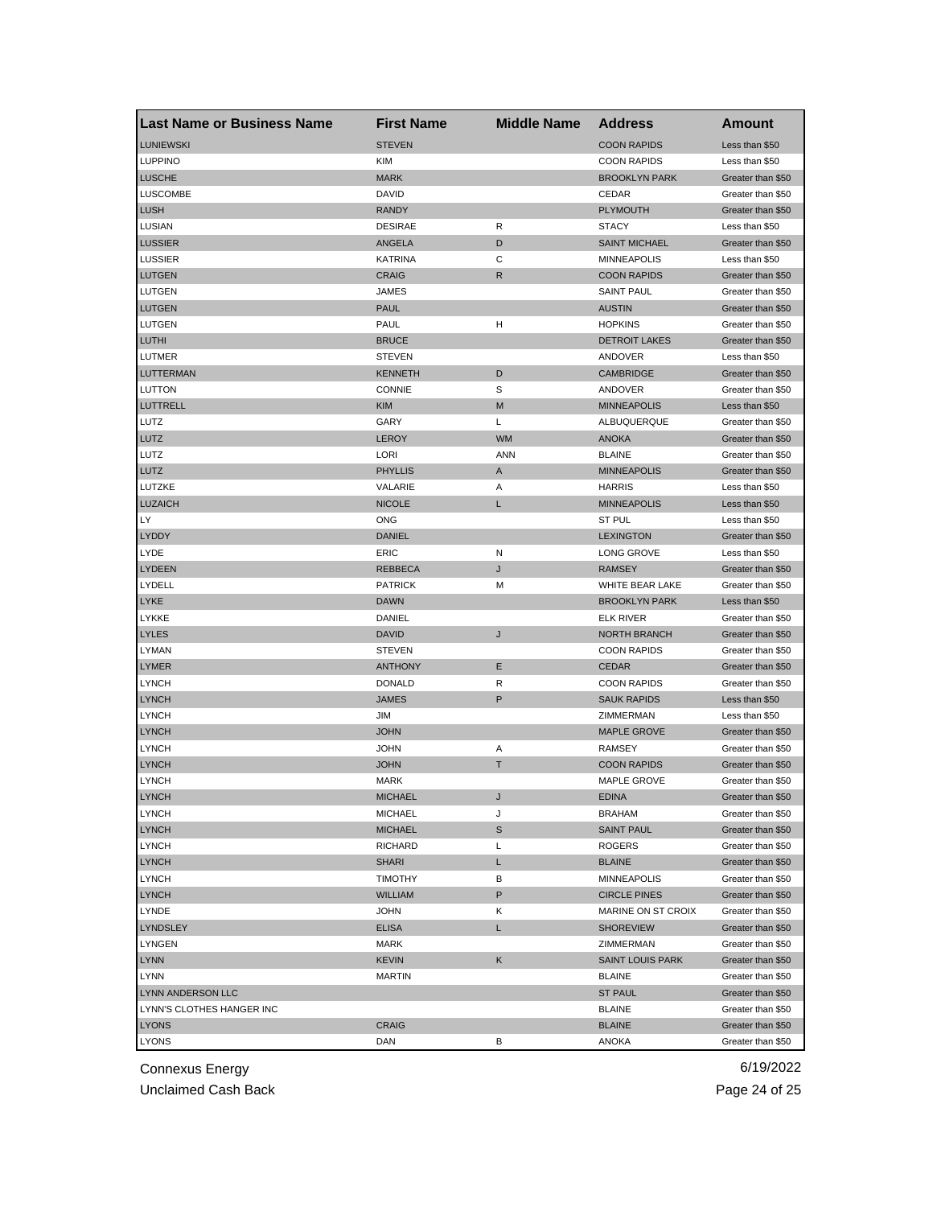| Last Name or Business Name | First Name | Middle Name | Address | Amount |
|---|---|---|---|---|
| LUNIEWSKI | STEVEN | | COON RAPIDS | Less than $50 |
| LUPPINO | KIM | | COON RAPIDS | Less than $50 |
| LUSCHE | MARK | | BROOKLYN PARK | Greater than $50 |
| LUSCOMBE | DAVID | | CEDAR | Greater than $50 |
| LUSH | RANDY | | PLYMOUTH | Greater than $50 |
| LUSIAN | DESIRAE | R | STACY | Less than $50 |
| LUSSIER | ANGELA | D | SAINT MICHAEL | Greater than $50 |
| LUSSIER | KATRINA | C | MINNEAPOLIS | Less than $50 |
| LUTGEN | CRAIG | R | COON RAPIDS | Greater than $50 |
| LUTGEN | JAMES | | SAINT PAUL | Greater than $50 |
| LUTGEN | PAUL | | AUSTIN | Greater than $50 |
| LUTGEN | PAUL | H | HOPKINS | Greater than $50 |
| LUTHI | BRUCE | | DETROIT LAKES | Greater than $50 |
| LUTMER | STEVEN | | ANDOVER | Less than $50 |
| LUTTERMAN | KENNETH | D | CAMBRIDGE | Greater than $50 |
| LUTTON | CONNIE | S | ANDOVER | Greater than $50 |
| LUTTRELL | KIM | M | MINNEAPOLIS | Less than $50 |
| LUTZ | GARY | L | ALBUQUERQUE | Greater than $50 |
| LUTZ | LEROY | WM | ANOKA | Greater than $50 |
| LUTZ | LORI | ANN | BLAINE | Greater than $50 |
| LUTZ | PHYLLIS | A | MINNEAPOLIS | Greater than $50 |
| LUTZKE | VALARIE | A | HARRIS | Less than $50 |
| LUZAICH | NICOLE | L | MINNEAPOLIS | Less than $50 |
| LY | ONG | | ST PUL | Less than $50 |
| LYDDY | DANIEL | | LEXINGTON | Greater than $50 |
| LYDE | ERIC | N | LONG GROVE | Less than $50 |
| LYDEEN | REBBECA | J | RAMSEY | Greater than $50 |
| LYDELL | PATRICK | M | WHITE BEAR LAKE | Greater than $50 |
| LYKE | DAWN | | BROOKLYN PARK | Less than $50 |
| LYKKE | DANIEL | | ELK RIVER | Greater than $50 |
| LYLES | DAVID | J | NORTH BRANCH | Greater than $50 |
| LYMAN | STEVEN | | COON RAPIDS | Greater than $50 |
| LYMER | ANTHONY | E | CEDAR | Greater than $50 |
| LYNCH | DONALD | R | COON RAPIDS | Greater than $50 |
| LYNCH | JAMES | P | SAUK RAPIDS | Less than $50 |
| LYNCH | JIM | | ZIMMERMAN | Less than $50 |
| LYNCH | JOHN | | MAPLE GROVE | Greater than $50 |
| LYNCH | JOHN | A | RAMSEY | Greater than $50 |
| LYNCH | JOHN | T | COON RAPIDS | Greater than $50 |
| LYNCH | MARK | | MAPLE GROVE | Greater than $50 |
| LYNCH | MICHAEL | J | EDINA | Greater than $50 |
| LYNCH | MICHAEL | J | BRAHAM | Greater than $50 |
| LYNCH | MICHAEL | S | SAINT PAUL | Greater than $50 |
| LYNCH | RICHARD | L | ROGERS | Greater than $50 |
| LYNCH | SHARI | L | BLAINE | Greater than $50 |
| LYNCH | TIMOTHY | B | MINNEAPOLIS | Greater than $50 |
| LYNCH | WILLIAM | P | CIRCLE PINES | Greater than $50 |
| LYNDE | JOHN | K | MARINE ON ST CROIX | Greater than $50 |
| LYNDSLEY | ELISA | L | SHOREVIEW | Greater than $50 |
| LYNGEN | MARK | | ZIMMERMAN | Greater than $50 |
| LYNN | KEVIN | K | SAINT LOUIS PARK | Greater than $50 |
| LYNN | MARTIN | | BLAINE | Greater than $50 |
| LYNN ANDERSON LLC | | | ST PAUL | Greater than $50 |
| LYNN'S CLOTHES HANGER INC | | | BLAINE | Greater than $50 |
| LYONS | CRAIG | | BLAINE | Greater than $50 |
| LYONS | DAN | B | ANOKA | Greater than $50 |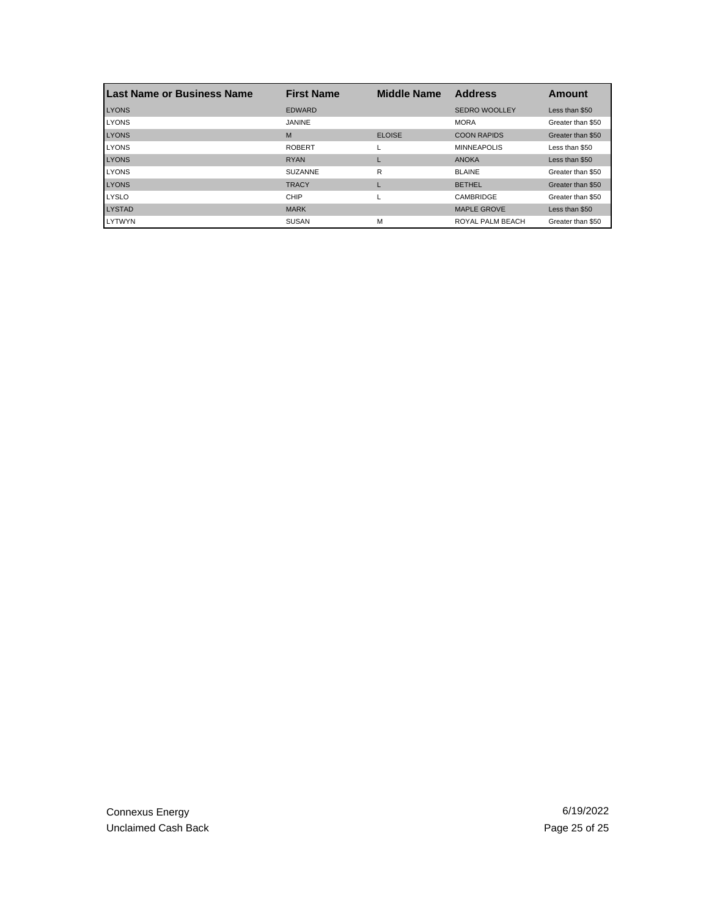| Last Name or Business Name | First Name | Middle Name | Address | Amount |
|---|---|---|---|---|
| LYONS | EDWARD | | SEDRO WOOLLEY | Less than $50 |
| LYONS | JANINE | | MORA | Greater than $50 |
| LYONS | M | ELOISE | COON RAPIDS | Greater than $50 |
| LYONS | ROBERT | L | MINNEAPOLIS | Less than $50 |
| LYONS | RYAN | L | ANOKA | Less than $50 |
| LYONS | SUZANNE | R | BLAINE | Greater than $50 |
| LYONS | TRACY | L | BETHEL | Greater than $50 |
| LYSLO | CHIP | L | CAMBRIDGE | Greater than $50 |
| LYSTAD | MARK | | MAPLE GROVE | Less than $50 |
| LYTWYN | SUSAN | M | ROYAL PALM BEACH | Greater than $50 |